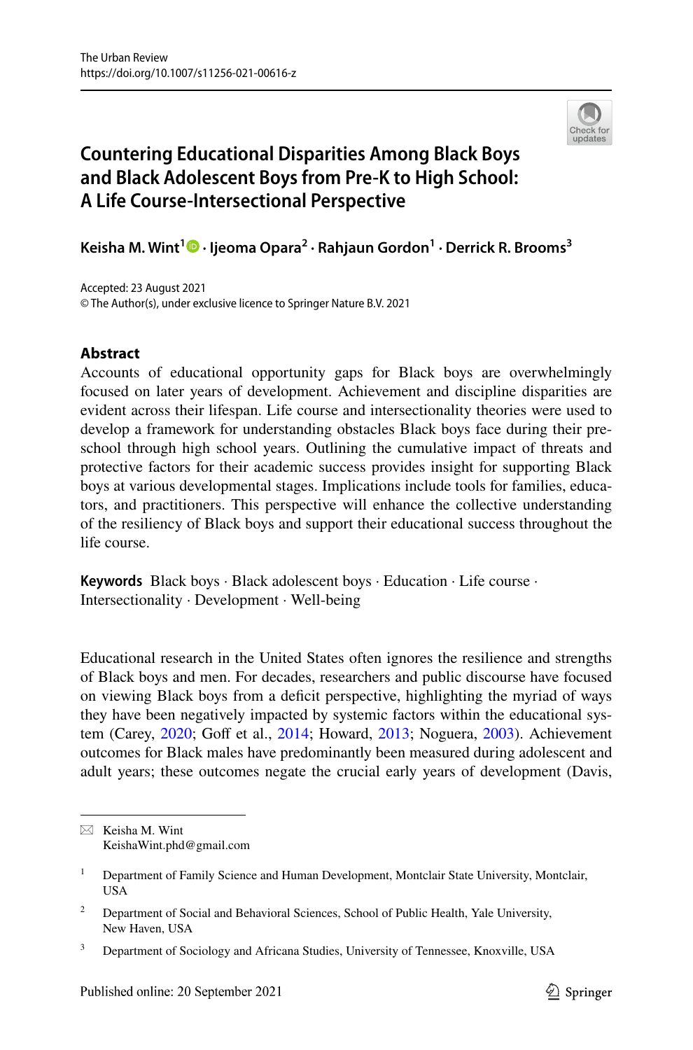The Urban Review
https://doi.org/10.1007/s11256-021-00616-z

# Countering Educational Disparities Among Black Boys and Black Adolescent Boys from Pre-K to High School: A Life Course-Intersectional Perspective

**Keisha M. Wint[1] · Ijeoma Opara[2] · Rahjaun Gordon[1] · Derrick R. Brooms[3]**

Accepted: 23 August 2021
© The Author(s), under exclusive licence to Springer Nature B.V. 2021

## Abstract

Accounts of educational opportunity gaps for Black boys are overwhelmingly focused on later years of development. Achievement and discipline disparities are evident across their lifespan. Life course and intersectionality theories were used to develop a framework for understanding obstacles Black boys face during their preschool through high school years. Outlining the cumulative impact of threats and protective factors for their academic success provides insight for supporting Black boys at various developmental stages. Implications include tools for families, educators, and practitioners. This perspective will enhance the collective understanding of the resiliency of Black boys and support their educational success throughout the life course.

**Keywords** Black boys · Black adolescent boys · Education · Life course · Intersectionality · Development · Well-being

Educational research in the United States often ignores the resilience and strengths of Black boys and men. For decades, researchers and public discourse have focused on viewing Black boys from a deficit perspective, highlighting the myriad of ways they have been negatively impacted by systemic factors within the educational system (Carey, 2020; Goff et al., 2014; Howard, 2013; Noguera, 2003). Achievement outcomes for Black males have predominantly been measured during adolescent and adult years; these outcomes negate the crucial early years of development (Davis,

---

✉ Keisha M. Wint
KeishaWint.phd@gmail.com

[1] Department of Family Science and Human Development, Montclair State University, Montclair, USA

[2] Department of Social and Behavioral Sciences, School of Public Health, Yale University, New Haven, USA

[3] Department of Sociology and Africana Studies, University of Tennessee, Knoxville, USA

Published online: 20 September 2021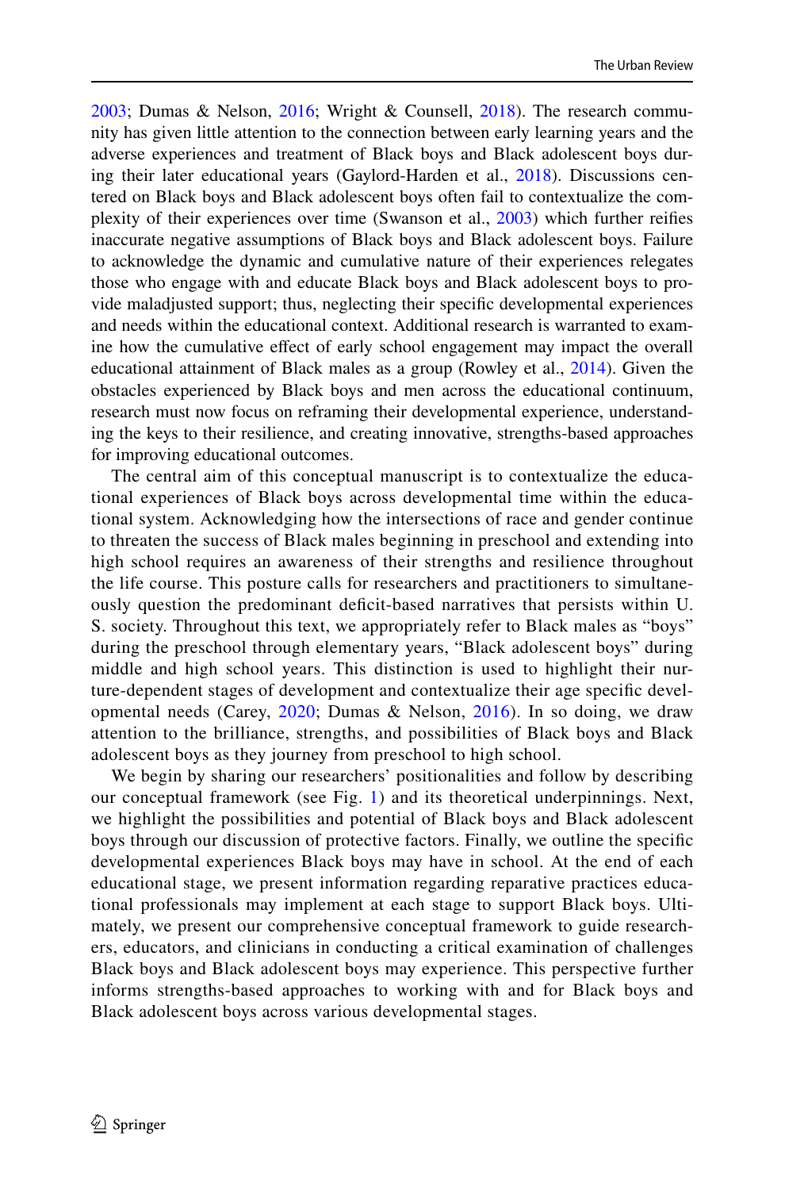2003; Dumas & Nelson, 2016; Wright & Counsell, 2018). The research community has given little attention to the connection between early learning years and the adverse experiences and treatment of Black boys and Black adolescent boys during their later educational years (Gaylord-Harden et al., 2018). Discussions centered on Black boys and Black adolescent boys often fail to contextualize the complexity of their experiences over time (Swanson et al., 2003) which further reifies inaccurate negative assumptions of Black boys and Black adolescent boys. Failure to acknowledge the dynamic and cumulative nature of their experiences relegates those who engage with and educate Black boys and Black adolescent boys to provide maladjusted support; thus, neglecting their specific developmental experiences and needs within the educational context. Additional research is warranted to examine how the cumulative effect of early school engagement may impact the overall educational attainment of Black males as a group (Rowley et al., 2014). Given the obstacles experienced by Black boys and men across the educational continuum, research must now focus on reframing their developmental experience, understanding the keys to their resilience, and creating innovative, strengths-based approaches for improving educational outcomes.

The central aim of this conceptual manuscript is to contextualize the educational experiences of Black boys across developmental time within the educational system. Acknowledging how the intersections of race and gender continue to threaten the success of Black males beginning in preschool and extending into high school requires an awareness of their strengths and resilience throughout the life course. This posture calls for researchers and practitioners to simultaneously question the predominant deficit-based narratives that persists within U. S. society. Throughout this text, we appropriately refer to Black males as "boys" during the preschool through elementary years, "Black adolescent boys" during middle and high school years. This distinction is used to highlight their nurture-dependent stages of development and contextualize their age specific developmental needs (Carey, 2020; Dumas & Nelson, 2016). In so doing, we draw attention to the brilliance, strengths, and possibilities of Black boys and Black adolescent boys as they journey from preschool to high school.

We begin by sharing our researchers' positionalities and follow by describing our conceptual framework (see Fig. 1) and its theoretical underpinnings. Next, we highlight the possibilities and potential of Black boys and Black adolescent boys through our discussion of protective factors. Finally, we outline the specific developmental experiences Black boys may have in school. At the end of each educational stage, we present information regarding reparative practices educational professionals may implement at each stage to support Black boys. Ultimately, we present our comprehensive conceptual framework to guide researchers, educators, and clinicians in conducting a critical examination of challenges Black boys and Black adolescent boys may experience. This perspective further informs strengths-based approaches to working with and for Black boys and Black adolescent boys across various developmental stages.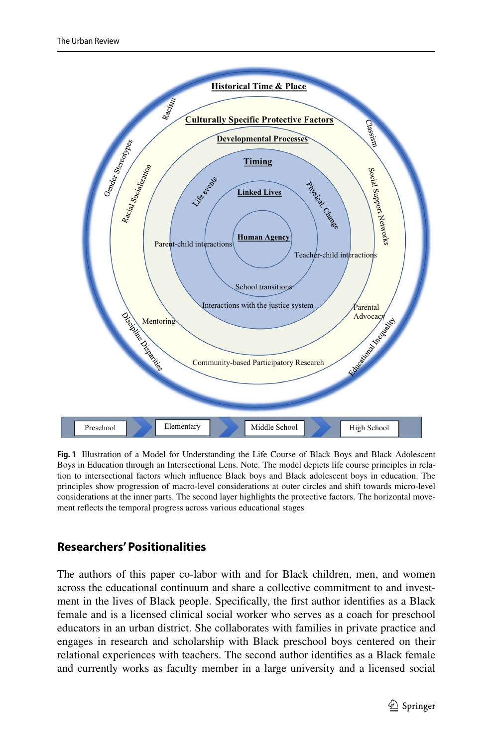**Fig. 1** Illustration of a Model for Understanding the Life Course of Black Boys and Black Adolescent Boys in Education through an Intersectional Lens. Note. The model depicts life course principles in relation to intersectional factors which influence Black boys and Black adolescent boys in education. The principles show progression of macro-level considerations at outer circles and shift towards micro-level considerations at the inner parts. The second layer highlights the protective factors. The horizontal movement reflects the temporal progress across various educational stages

## Researchers' Positionalities

The authors of this paper co-labor with and for Black children, men, and women across the educational continuum and share a collective commitment to and investment in the lives of Black people. Specifically, the first author identifies as a Black female and is a licensed clinical social worker who serves as a coach for preschool educators in an urban district. She collaborates with families in private practice and engages in research and scholarship with Black preschool boys centered on their relational experiences with teachers. The second author identifies as a Black female and currently works as faculty member in a large university and a licensed social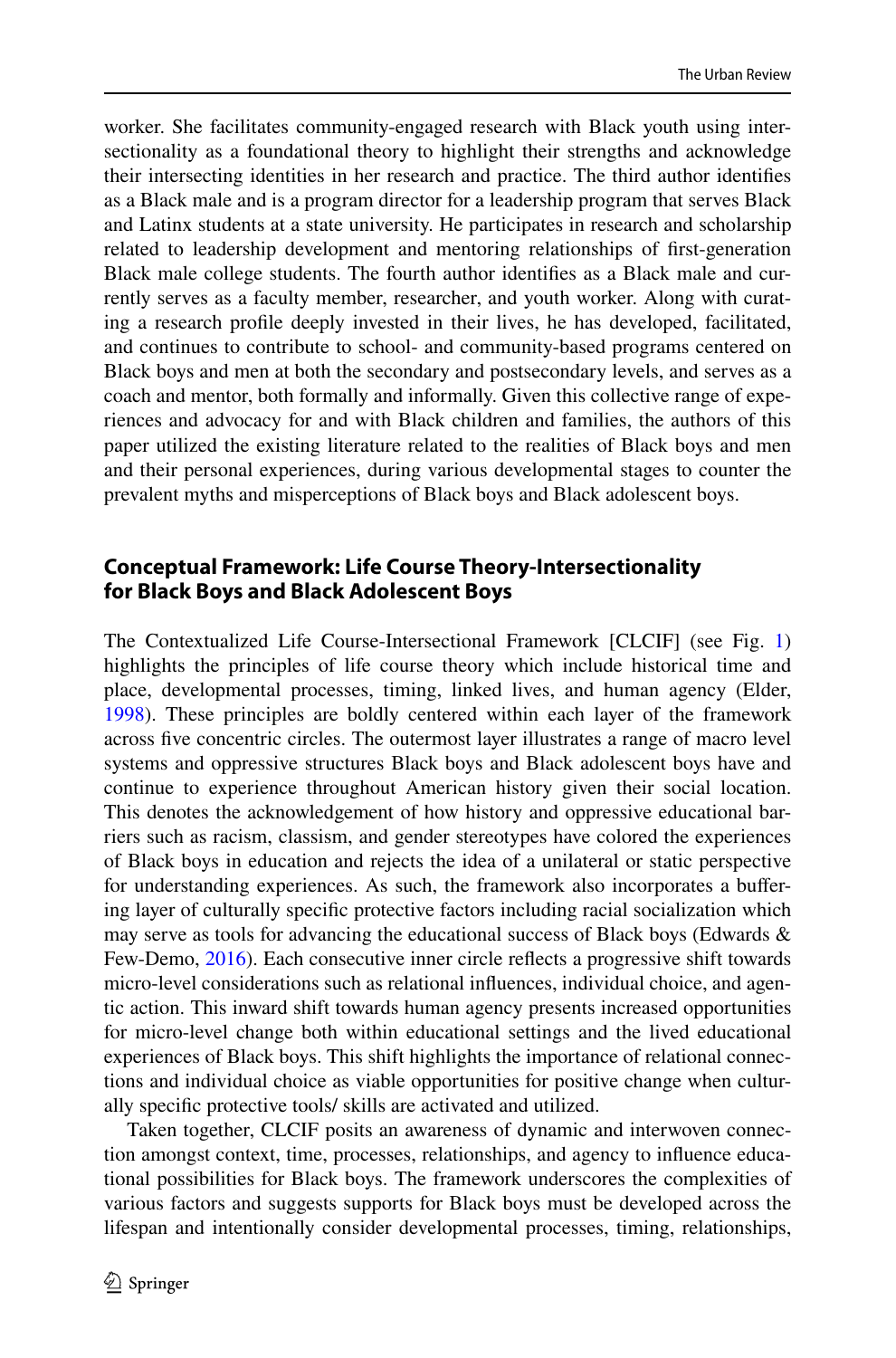worker. She facilitates community-engaged research with Black youth using intersectionality as a foundational theory to highlight their strengths and acknowledge their intersecting identities in her research and practice. The third author identifies as a Black male and is a program director for a leadership program that serves Black and Latinx students at a state university. He participates in research and scholarship related to leadership development and mentoring relationships of first-generation Black male college students. The fourth author identifies as a Black male and currently serves as a faculty member, researcher, and youth worker. Along with curating a research profile deeply invested in their lives, he has developed, facilitated, and continues to contribute to school- and community-based programs centered on Black boys and men at both the secondary and postsecondary levels, and serves as a coach and mentor, both formally and informally. Given this collective range of experiences and advocacy for and with Black children and families, the authors of this paper utilized the existing literature related to the realities of Black boys and men and their personal experiences, during various developmental stages to counter the prevalent myths and misperceptions of Black boys and Black adolescent boys.

## Conceptual Framework: Life Course Theory-Intersectionality for Black Boys and Black Adolescent Boys

The Contextualized Life Course-Intersectional Framework [CLCIF] (see Fig. 1) highlights the principles of life course theory which include historical time and place, developmental processes, timing, linked lives, and human agency (Elder, 1998). These principles are boldly centered within each layer of the framework across five concentric circles. The outermost layer illustrates a range of macro level systems and oppressive structures Black boys and Black adolescent boys have and continue to experience throughout American history given their social location. This denotes the acknowledgement of how history and oppressive educational barriers such as racism, classism, and gender stereotypes have colored the experiences of Black boys in education and rejects the idea of a unilateral or static perspective for understanding experiences. As such, the framework also incorporates a buffering layer of culturally specific protective factors including racial socialization which may serve as tools for advancing the educational success of Black boys (Edwards & Few-Demo, 2016). Each consecutive inner circle reflects a progressive shift towards micro-level considerations such as relational influences, individual choice, and agentic action. This inward shift towards human agency presents increased opportunities for micro-level change both within educational settings and the lived educational experiences of Black boys. This shift highlights the importance of relational connections and individual choice as viable opportunities for positive change when culturally specific protective tools/ skills are activated and utilized.

Taken together, CLCIF posits an awareness of dynamic and interwoven connection amongst context, time, processes, relationships, and agency to influence educational possibilities for Black boys. The framework underscores the complexities of various factors and suggests supports for Black boys must be developed across the lifespan and intentionally consider developmental processes, timing, relationships,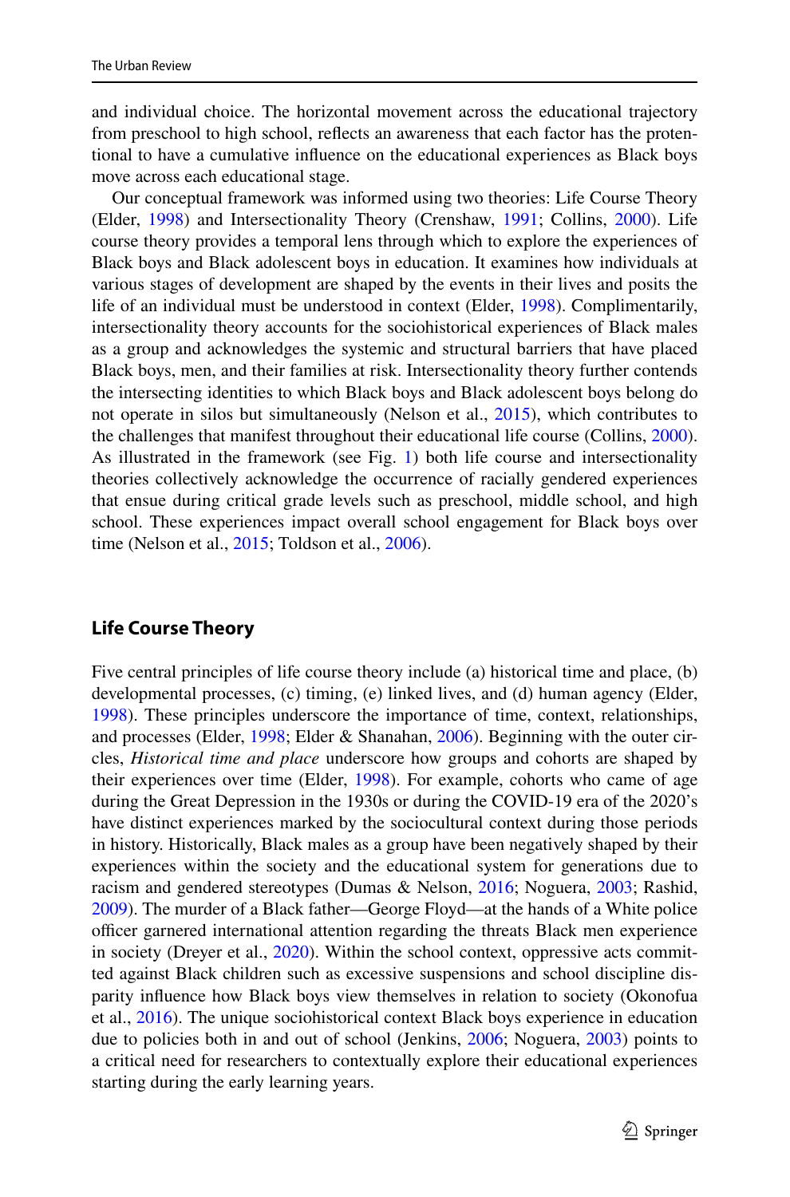and individual choice. The horizontal movement across the educational trajectory from preschool to high school, reflects an awareness that each factor has the protentional to have a cumulative influence on the educational experiences as Black boys move across each educational stage.

Our conceptual framework was informed using two theories: Life Course Theory (Elder, 1998) and Intersectionality Theory (Crenshaw, 1991; Collins, 2000). Life course theory provides a temporal lens through which to explore the experiences of Black boys and Black adolescent boys in education. It examines how individuals at various stages of development are shaped by the events in their lives and posits the life of an individual must be understood in context (Elder, 1998). Complimentarily, intersectionality theory accounts for the sociohistorical experiences of Black males as a group and acknowledges the systemic and structural barriers that have placed Black boys, men, and their families at risk. Intersectionality theory further contends the intersecting identities to which Black boys and Black adolescent boys belong do not operate in silos but simultaneously (Nelson et al., 2015), which contributes to the challenges that manifest throughout their educational life course (Collins, 2000). As illustrated in the framework (see Fig. 1) both life course and intersectionality theories collectively acknowledge the occurrence of racially gendered experiences that ensue during critical grade levels such as preschool, middle school, and high school. These experiences impact overall school engagement for Black boys over time (Nelson et al., 2015; Toldson et al., 2006).

## Life Course Theory

Five central principles of life course theory include (a) historical time and place, (b) developmental processes, (c) timing, (e) linked lives, and (d) human agency (Elder, 1998). These principles underscore the importance of time, context, relationships, and processes (Elder, 1998; Elder & Shanahan, 2006). Beginning with the outer circles, *Historical time and place* underscore how groups and cohorts are shaped by their experiences over time (Elder, 1998). For example, cohorts who came of age during the Great Depression in the 1930s or during the COVID-19 era of the 2020's have distinct experiences marked by the sociocultural context during those periods in history. Historically, Black males as a group have been negatively shaped by their experiences within the society and the educational system for generations due to racism and gendered stereotypes (Dumas & Nelson, 2016; Noguera, 2003; Rashid, 2009). The murder of a Black father—George Floyd—at the hands of a White police officer garnered international attention regarding the threats Black men experience in society (Dreyer et al., 2020). Within the school context, oppressive acts committed against Black children such as excessive suspensions and school discipline disparity influence how Black boys view themselves in relation to society (Okonofua et al., 2016). The unique sociohistorical context Black boys experience in education due to policies both in and out of school (Jenkins, 2006; Noguera, 2003) points to a critical need for researchers to contextually explore their educational experiences starting during the early learning years.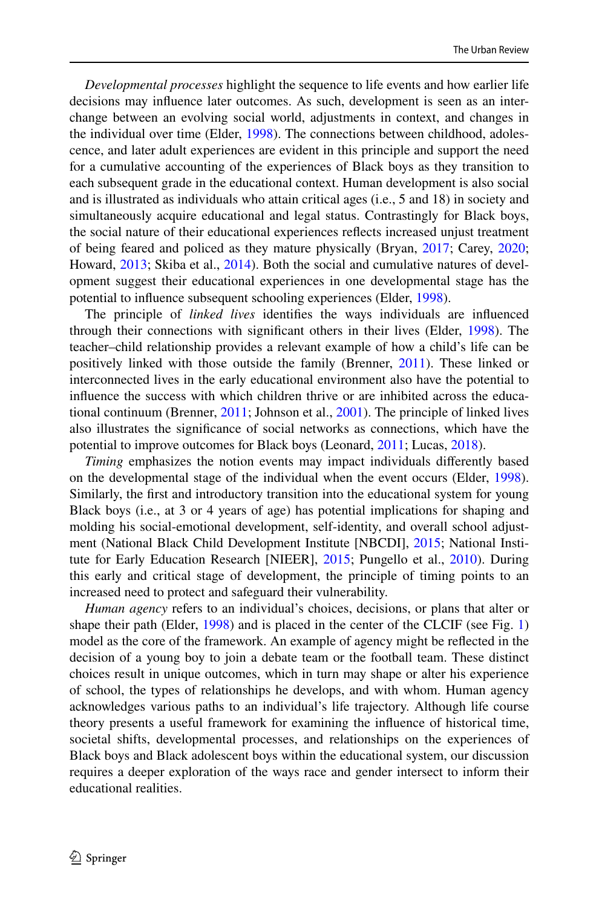*Developmental processes* highlight the sequence to life events and how earlier life decisions may influence later outcomes. As such, development is seen as an interchange between an evolving social world, adjustments in context, and changes in the individual over time (Elder, 1998). The connections between childhood, adolescence, and later adult experiences are evident in this principle and support the need for a cumulative accounting of the experiences of Black boys as they transition to each subsequent grade in the educational context. Human development is also social and is illustrated as individuals who attain critical ages (i.e., 5 and 18) in society and simultaneously acquire educational and legal status. Contrastingly for Black boys, the social nature of their educational experiences reflects increased unjust treatment of being feared and policed as they mature physically (Bryan, 2017; Carey, 2020; Howard, 2013; Skiba et al., 2014). Both the social and cumulative natures of development suggest their educational experiences in one developmental stage has the potential to influence subsequent schooling experiences (Elder, 1998).

The principle of *linked lives* identifies the ways individuals are influenced through their connections with significant others in their lives (Elder, 1998). The teacher–child relationship provides a relevant example of how a child's life can be positively linked with those outside the family (Brenner, 2011). These linked or interconnected lives in the early educational environment also have the potential to influence the success with which children thrive or are inhibited across the educational continuum (Brenner, 2011; Johnson et al., 2001). The principle of linked lives also illustrates the significance of social networks as connections, which have the potential to improve outcomes for Black boys (Leonard, 2011; Lucas, 2018).

*Timing* emphasizes the notion events may impact individuals differently based on the developmental stage of the individual when the event occurs (Elder, 1998). Similarly, the first and introductory transition into the educational system for young Black boys (i.e., at 3 or 4 years of age) has potential implications for shaping and molding his social-emotional development, self-identity, and overall school adjustment (National Black Child Development Institute [NBCDI], 2015; National Institute for Early Education Research [NIEER], 2015; Pungello et al., 2010). During this early and critical stage of development, the principle of timing points to an increased need to protect and safeguard their vulnerability.

*Human agency* refers to an individual's choices, decisions, or plans that alter or shape their path (Elder, 1998) and is placed in the center of the CLCIF (see Fig. 1) model as the core of the framework. An example of agency might be reflected in the decision of a young boy to join a debate team or the football team. These distinct choices result in unique outcomes, which in turn may shape or alter his experience of school, the types of relationships he develops, and with whom. Human agency acknowledges various paths to an individual's life trajectory. Although life course theory presents a useful framework for examining the influence of historical time, societal shifts, developmental processes, and relationships on the experiences of Black boys and Black adolescent boys within the educational system, our discussion requires a deeper exploration of the ways race and gender intersect to inform their educational realities.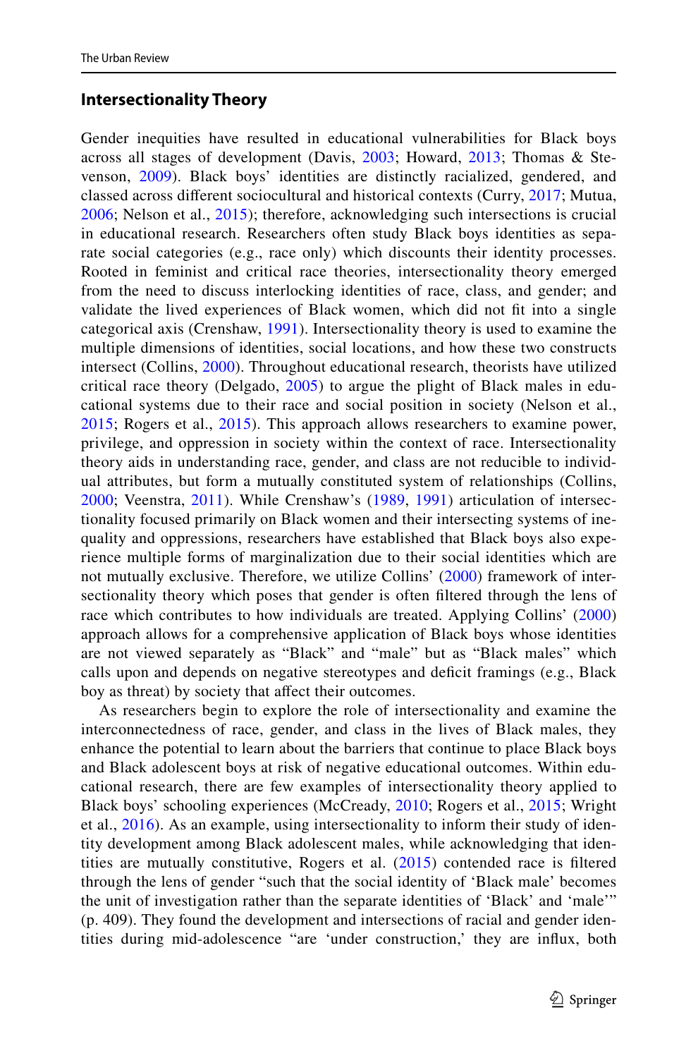## Intersectionality Theory

Gender inequities have resulted in educational vulnerabilities for Black boys across all stages of development (Davis, 2003; Howard, 2013; Thomas & Stevenson, 2009). Black boys' identities are distinctly racialized, gendered, and classed across different sociocultural and historical contexts (Curry, 2017; Mutua, 2006; Nelson et al., 2015); therefore, acknowledging such intersections is crucial in educational research. Researchers often study Black boys identities as separate social categories (e.g., race only) which discounts their identity processes. Rooted in feminist and critical race theories, intersectionality theory emerged from the need to discuss interlocking identities of race, class, and gender; and validate the lived experiences of Black women, which did not fit into a single categorical axis (Crenshaw, 1991). Intersectionality theory is used to examine the multiple dimensions of identities, social locations, and how these two constructs intersect (Collins, 2000). Throughout educational research, theorists have utilized critical race theory (Delgado, 2005) to argue the plight of Black males in educational systems due to their race and social position in society (Nelson et al., 2015; Rogers et al., 2015). This approach allows researchers to examine power, privilege, and oppression in society within the context of race. Intersectionality theory aids in understanding race, gender, and class are not reducible to individual attributes, but form a mutually constituted system of relationships (Collins, 2000; Veenstra, 2011). While Crenshaw's (1989, 1991) articulation of intersectionality focused primarily on Black women and their intersecting systems of inequality and oppressions, researchers have established that Black boys also experience multiple forms of marginalization due to their social identities which are not mutually exclusive. Therefore, we utilize Collins' (2000) framework of intersectionality theory which poses that gender is often filtered through the lens of race which contributes to how individuals are treated. Applying Collins' (2000) approach allows for a comprehensive application of Black boys whose identities are not viewed separately as "Black" and "male" but as "Black males" which calls upon and depends on negative stereotypes and deficit framings (e.g., Black boy as threat) by society that affect their outcomes.

As researchers begin to explore the role of intersectionality and examine the interconnectedness of race, gender, and class in the lives of Black males, they enhance the potential to learn about the barriers that continue to place Black boys and Black adolescent boys at risk of negative educational outcomes. Within educational research, there are few examples of intersectionality theory applied to Black boys' schooling experiences (McCready, 2010; Rogers et al., 2015; Wright et al., 2016). As an example, using intersectionality to inform their study of identity development among Black adolescent males, while acknowledging that identities are mutually constitutive, Rogers et al. (2015) contended race is filtered through the lens of gender "such that the social identity of 'Black male' becomes the unit of investigation rather than the separate identities of 'Black' and 'male'" (p. 409). They found the development and intersections of racial and gender identities during mid-adolescence "are 'under construction,' they are influx, both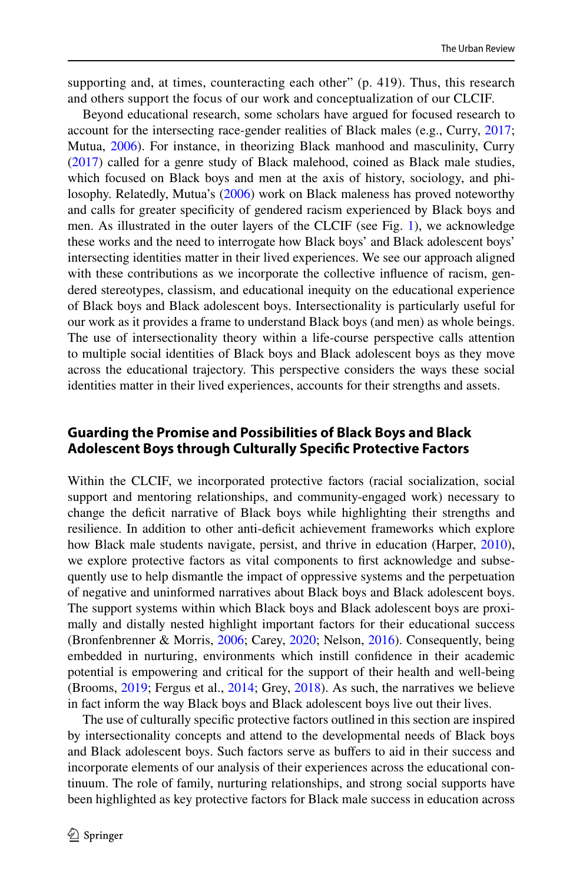supporting and, at times, counteracting each other" (p. 419). Thus, this research and others support the focus of our work and conceptualization of our CLCIF.

Beyond educational research, some scholars have argued for focused research to account for the intersecting race-gender realities of Black males (e.g., Curry, 2017; Mutua, 2006). For instance, in theorizing Black manhood and masculinity, Curry (2017) called for a genre study of Black malehood, coined as Black male studies, which focused on Black boys and men at the axis of history, sociology, and philosophy. Relatedly, Mutua's (2006) work on Black maleness has proved noteworthy and calls for greater specificity of gendered racism experienced by Black boys and men. As illustrated in the outer layers of the CLCIF (see Fig. 1), we acknowledge these works and the need to interrogate how Black boys' and Black adolescent boys' intersecting identities matter in their lived experiences. We see our approach aligned with these contributions as we incorporate the collective influence of racism, gendered stereotypes, classism, and educational inequity on the educational experience of Black boys and Black adolescent boys. Intersectionality is particularly useful for our work as it provides a frame to understand Black boys (and men) as whole beings. The use of intersectionality theory within a life-course perspective calls attention to multiple social identities of Black boys and Black adolescent boys as they move across the educational trajectory. This perspective considers the ways these social identities matter in their lived experiences, accounts for their strengths and assets.

## Guarding the Promise and Possibilities of Black Boys and Black Adolescent Boys through Culturally Specific Protective Factors

Within the CLCIF, we incorporated protective factors (racial socialization, social support and mentoring relationships, and community-engaged work) necessary to change the deficit narrative of Black boys while highlighting their strengths and resilience. In addition to other anti-deficit achievement frameworks which explore how Black male students navigate, persist, and thrive in education (Harper, 2010), we explore protective factors as vital components to first acknowledge and subsequently use to help dismantle the impact of oppressive systems and the perpetuation of negative and uninformed narratives about Black boys and Black adolescent boys. The support systems within which Black boys and Black adolescent boys are proximally and distally nested highlight important factors for their educational success (Bronfenbrenner & Morris, 2006; Carey, 2020; Nelson, 2016). Consequently, being embedded in nurturing, environments which instill confidence in their academic potential is empowering and critical for the support of their health and well-being (Brooms, 2019; Fergus et al., 2014; Grey, 2018). As such, the narratives we believe in fact inform the way Black boys and Black adolescent boys live out their lives.

The use of culturally specific protective factors outlined in this section are inspired by intersectionality concepts and attend to the developmental needs of Black boys and Black adolescent boys. Such factors serve as buffers to aid in their success and incorporate elements of our analysis of their experiences across the educational continuum. The role of family, nurturing relationships, and strong social supports have been highlighted as key protective factors for Black male success in education across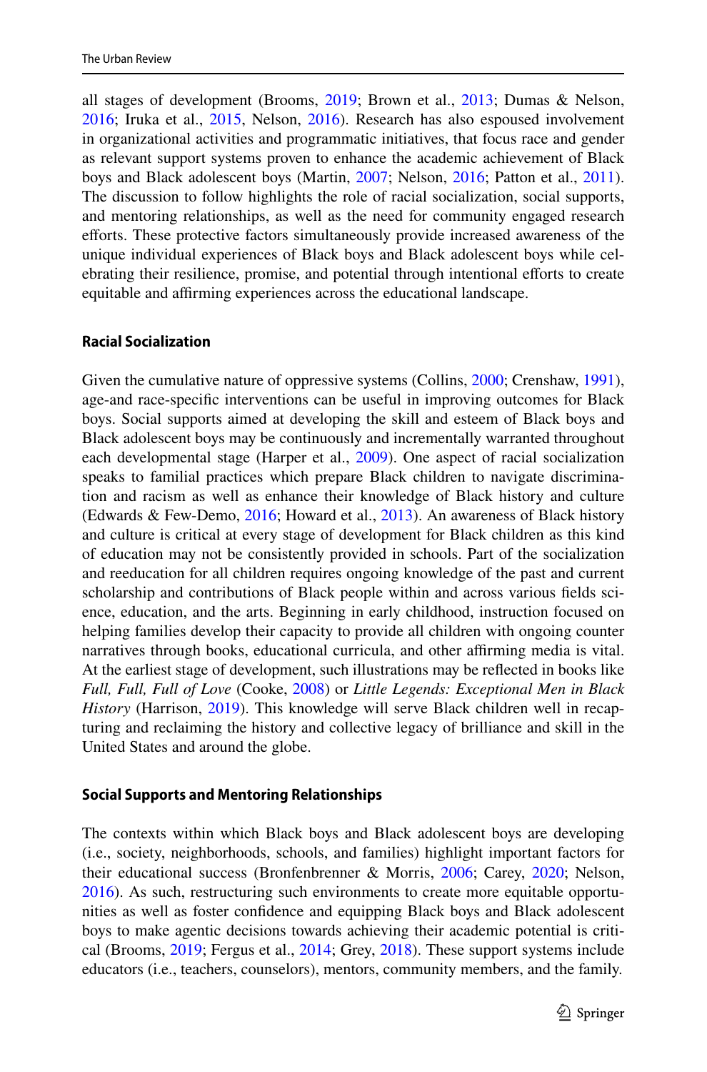all stages of development (Brooms, 2019; Brown et al., 2013; Dumas & Nelson, 2016; Iruka et al., 2015, Nelson, 2016). Research has also espoused involvement in organizational activities and programmatic initiatives, that focus race and gender as relevant support systems proven to enhance the academic achievement of Black boys and Black adolescent boys (Martin, 2007; Nelson, 2016; Patton et al., 2011). The discussion to follow highlights the role of racial socialization, social supports, and mentoring relationships, as well as the need for community engaged research efforts. These protective factors simultaneously provide increased awareness of the unique individual experiences of Black boys and Black adolescent boys while celebrating their resilience, promise, and potential through intentional efforts to create equitable and affirming experiences across the educational landscape.

### Racial Socialization

Given the cumulative nature of oppressive systems (Collins, 2000; Crenshaw, 1991), age-and race-specific interventions can be useful in improving outcomes for Black boys. Social supports aimed at developing the skill and esteem of Black boys and Black adolescent boys may be continuously and incrementally warranted throughout each developmental stage (Harper et al., 2009). One aspect of racial socialization speaks to familial practices which prepare Black children to navigate discrimination and racism as well as enhance their knowledge of Black history and culture (Edwards & Few-Demo, 2016; Howard et al., 2013). An awareness of Black history and culture is critical at every stage of development for Black children as this kind of education may not be consistently provided in schools. Part of the socialization and reeducation for all children requires ongoing knowledge of the past and current scholarship and contributions of Black people within and across various fields science, education, and the arts. Beginning in early childhood, instruction focused on helping families develop their capacity to provide all children with ongoing counter narratives through books, educational curricula, and other affirming media is vital. At the earliest stage of development, such illustrations may be reflected in books like *Full, Full, Full of Love* (Cooke, 2008) or *Little Legends: Exceptional Men in Black History* (Harrison, 2019). This knowledge will serve Black children well in recapturing and reclaiming the history and collective legacy of brilliance and skill in the United States and around the globe.

### Social Supports and Mentoring Relationships

The contexts within which Black boys and Black adolescent boys are developing (i.e., society, neighborhoods, schools, and families) highlight important factors for their educational success (Bronfenbrenner & Morris, 2006; Carey, 2020; Nelson, 2016). As such, restructuring such environments to create more equitable opportunities as well as foster confidence and equipping Black boys and Black adolescent boys to make agentic decisions towards achieving their academic potential is critical (Brooms, 2019; Fergus et al., 2014; Grey, 2018). These support systems include educators (i.e., teachers, counselors), mentors, community members, and the family.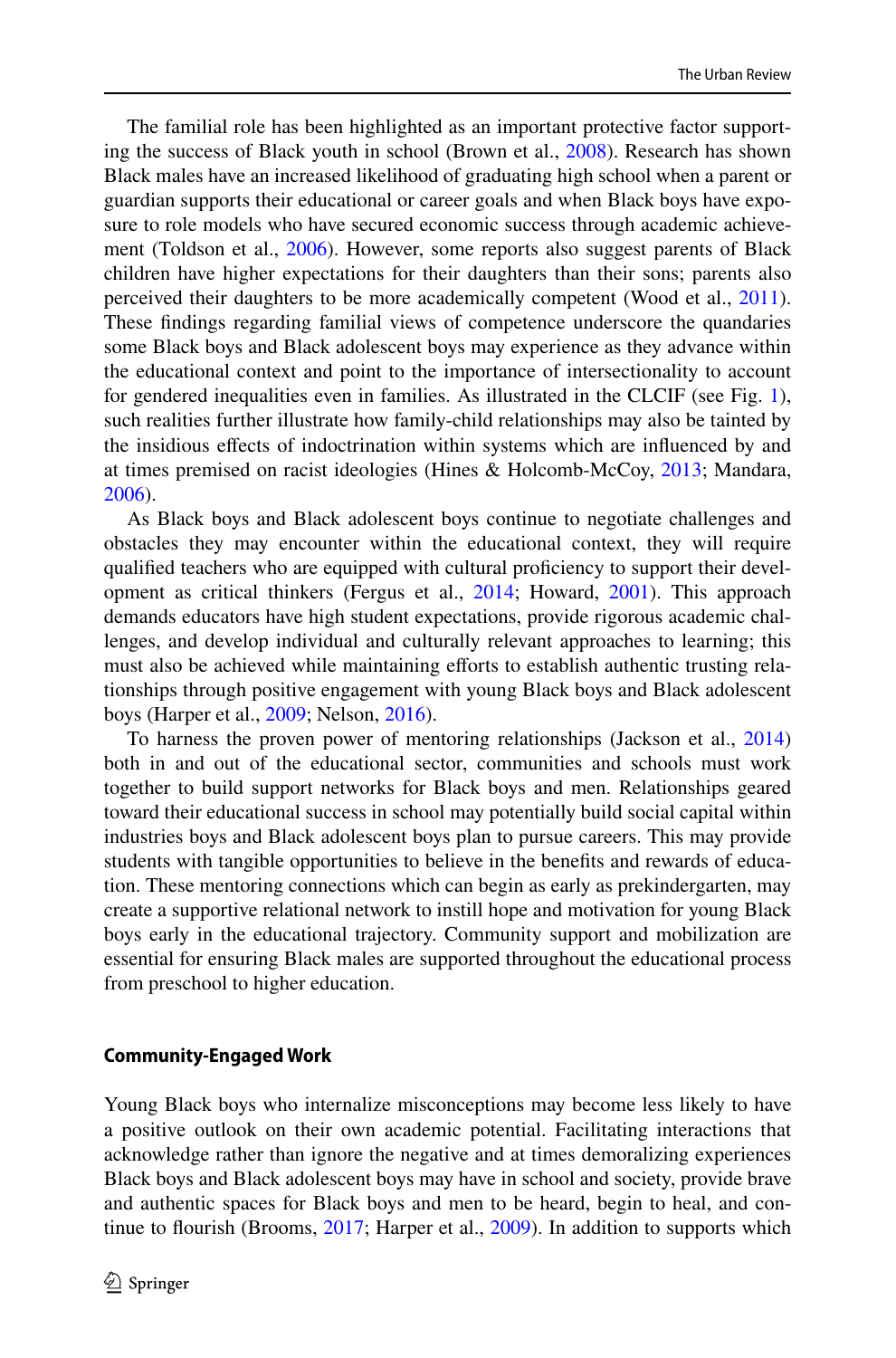The familial role has been highlighted as an important protective factor supporting the success of Black youth in school (Brown et al., 2008). Research has shown Black males have an increased likelihood of graduating high school when a parent or guardian supports their educational or career goals and when Black boys have exposure to role models who have secured economic success through academic achievement (Toldson et al., 2006). However, some reports also suggest parents of Black children have higher expectations for their daughters than their sons; parents also perceived their daughters to be more academically competent (Wood et al., 2011). These findings regarding familial views of competence underscore the quandaries some Black boys and Black adolescent boys may experience as they advance within the educational context and point to the importance of intersectionality to account for gendered inequalities even in families. As illustrated in the CLCIF (see Fig. 1), such realities further illustrate how family-child relationships may also be tainted by the insidious effects of indoctrination within systems which are influenced by and at times premised on racist ideologies (Hines & Holcomb-McCoy, 2013; Mandara, 2006).

As Black boys and Black adolescent boys continue to negotiate challenges and obstacles they may encounter within the educational context, they will require qualified teachers who are equipped with cultural proficiency to support their development as critical thinkers (Fergus et al., 2014; Howard, 2001). This approach demands educators have high student expectations, provide rigorous academic challenges, and develop individual and culturally relevant approaches to learning; this must also be achieved while maintaining efforts to establish authentic trusting relationships through positive engagement with young Black boys and Black adolescent boys (Harper et al., 2009; Nelson, 2016).

To harness the proven power of mentoring relationships (Jackson et al., 2014) both in and out of the educational sector, communities and schools must work together to build support networks for Black boys and men. Relationships geared toward their educational success in school may potentially build social capital within industries boys and Black adolescent boys plan to pursue careers. This may provide students with tangible opportunities to believe in the benefits and rewards of education. These mentoring connections which can begin as early as prekindergarten, may create a supportive relational network to instill hope and motivation for young Black boys early in the educational trajectory. Community support and mobilization are essential for ensuring Black males are supported throughout the educational process from preschool to higher education.

### Community-Engaged Work

Young Black boys who internalize misconceptions may become less likely to have a positive outlook on their own academic potential. Facilitating interactions that acknowledge rather than ignore the negative and at times demoralizing experiences Black boys and Black adolescent boys may have in school and society, provide brave and authentic spaces for Black boys and men to be heard, begin to heal, and continue to flourish (Brooms, 2017; Harper et al., 2009). In addition to supports which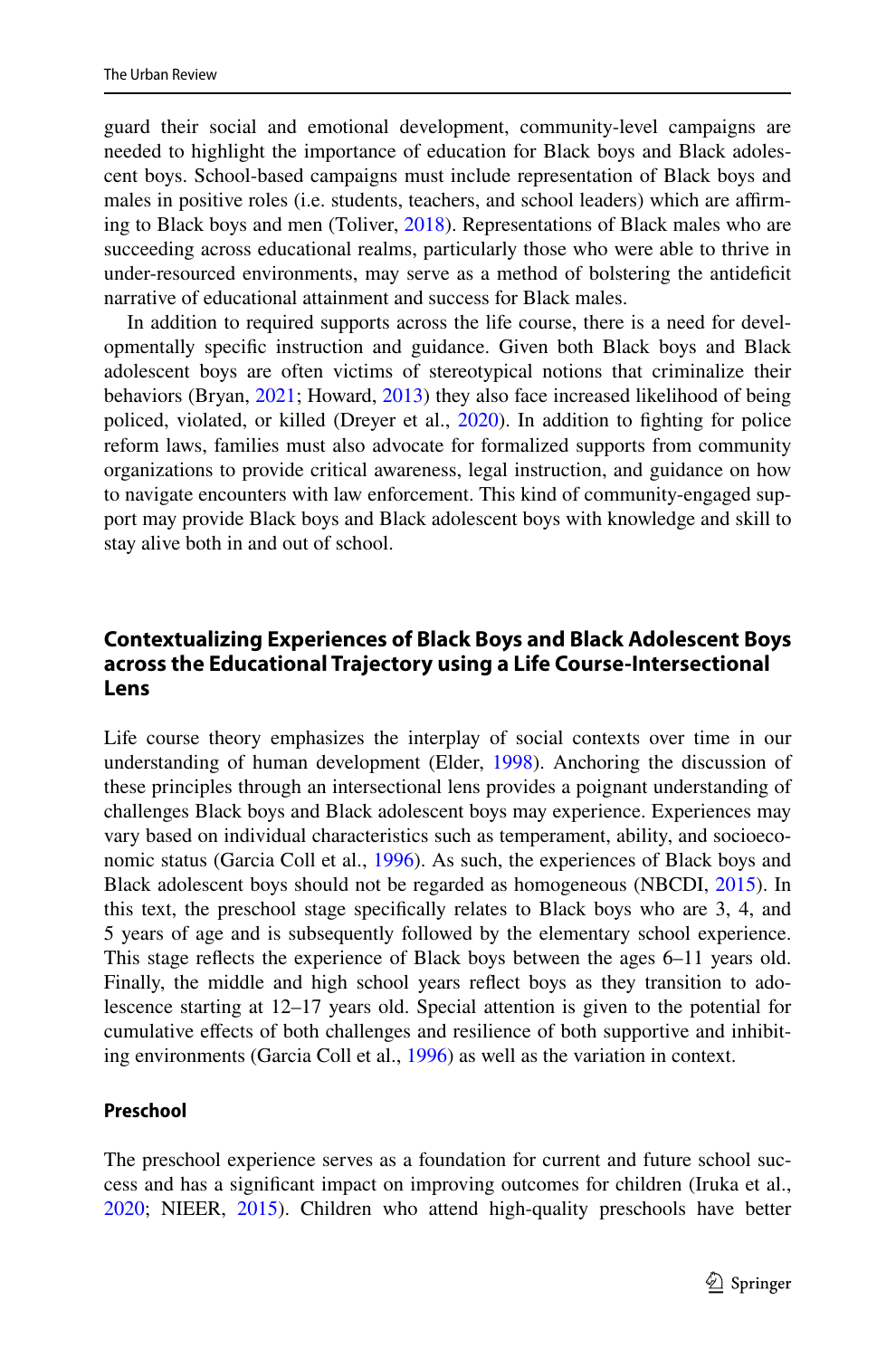guard their social and emotional development, community-level campaigns are needed to highlight the importance of education for Black boys and Black adolescent boys. School-based campaigns must include representation of Black boys and males in positive roles (i.e. students, teachers, and school leaders) which are affirming to Black boys and men (Toliver, 2018). Representations of Black males who are succeeding across educational realms, particularly those who were able to thrive in under-resourced environments, may serve as a method of bolstering the antideficit narrative of educational attainment and success for Black males.

In addition to required supports across the life course, there is a need for developmentally specific instruction and guidance. Given both Black boys and Black adolescent boys are often victims of stereotypical notions that criminalize their behaviors (Bryan, 2021; Howard, 2013) they also face increased likelihood of being policed, violated, or killed (Dreyer et al., 2020). In addition to fighting for police reform laws, families must also advocate for formalized supports from community organizations to provide critical awareness, legal instruction, and guidance on how to navigate encounters with law enforcement. This kind of community-engaged support may provide Black boys and Black adolescent boys with knowledge and skill to stay alive both in and out of school.

## Contextualizing Experiences of Black Boys and Black Adolescent Boys across the Educational Trajectory using a Life Course-Intersectional Lens

Life course theory emphasizes the interplay of social contexts over time in our understanding of human development (Elder, 1998). Anchoring the discussion of these principles through an intersectional lens provides a poignant understanding of challenges Black boys and Black adolescent boys may experience. Experiences may vary based on individual characteristics such as temperament, ability, and socioeconomic status (Garcia Coll et al., 1996). As such, the experiences of Black boys and Black adolescent boys should not be regarded as homogeneous (NBCDI, 2015). In this text, the preschool stage specifically relates to Black boys who are 3, 4, and 5 years of age and is subsequently followed by the elementary school experience. This stage reflects the experience of Black boys between the ages 6–11 years old. Finally, the middle and high school years reflect boys as they transition to adolescence starting at 12–17 years old. Special attention is given to the potential for cumulative effects of both challenges and resilience of both supportive and inhibiting environments (Garcia Coll et al., 1996) as well as the variation in context.

### Preschool

The preschool experience serves as a foundation for current and future school success and has a significant impact on improving outcomes for children (Iruka et al., 2020; NIEER, 2015). Children who attend high-quality preschools have better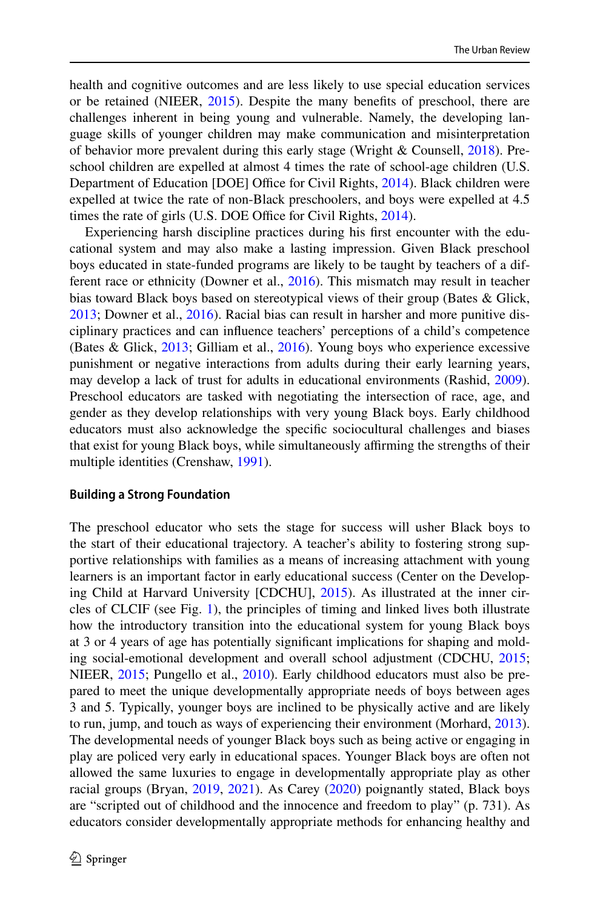health and cognitive outcomes and are less likely to use special education services or be retained (NIEER, 2015). Despite the many benefits of preschool, there are challenges inherent in being young and vulnerable. Namely, the developing language skills of younger children may make communication and misinterpretation of behavior more prevalent during this early stage (Wright & Counsell, 2018). Preschool children are expelled at almost 4 times the rate of school-age children (U.S. Department of Education [DOE] Office for Civil Rights, 2014). Black children were expelled at twice the rate of non-Black preschoolers, and boys were expelled at 4.5 times the rate of girls (U.S. DOE Office for Civil Rights, 2014).

Experiencing harsh discipline practices during his first encounter with the educational system and may also make a lasting impression. Given Black preschool boys educated in state-funded programs are likely to be taught by teachers of a different race or ethnicity (Downer et al., 2016). This mismatch may result in teacher bias toward Black boys based on stereotypical views of their group (Bates & Glick, 2013; Downer et al., 2016). Racial bias can result in harsher and more punitive disciplinary practices and can influence teachers' perceptions of a child's competence (Bates & Glick, 2013; Gilliam et al., 2016). Young boys who experience excessive punishment or negative interactions from adults during their early learning years, may develop a lack of trust for adults in educational environments (Rashid, 2009). Preschool educators are tasked with negotiating the intersection of race, age, and gender as they develop relationships with very young Black boys. Early childhood educators must also acknowledge the specific sociocultural challenges and biases that exist for young Black boys, while simultaneously affirming the strengths of their multiple identities (Crenshaw, 1991).

### Building a Strong Foundation

The preschool educator who sets the stage for success will usher Black boys to the start of their educational trajectory. A teacher's ability to fostering strong supportive relationships with families as a means of increasing attachment with young learners is an important factor in early educational success (Center on the Developing Child at Harvard University [CDCHU], 2015). As illustrated at the inner circles of CLCIF (see Fig. 1), the principles of timing and linked lives both illustrate how the introductory transition into the educational system for young Black boys at 3 or 4 years of age has potentially significant implications for shaping and molding social-emotional development and overall school adjustment (CDCHU, 2015; NIEER, 2015; Pungello et al., 2010). Early childhood educators must also be prepared to meet the unique developmentally appropriate needs of boys between ages 3 and 5. Typically, younger boys are inclined to be physically active and are likely to run, jump, and touch as ways of experiencing their environment (Morhard, 2013). The developmental needs of younger Black boys such as being active or engaging in play are policed very early in educational spaces. Younger Black boys are often not allowed the same luxuries to engage in developmentally appropriate play as other racial groups (Bryan, 2019, 2021). As Carey (2020) poignantly stated, Black boys are "scripted out of childhood and the innocence and freedom to play" (p. 731). As educators consider developmentally appropriate methods for enhancing healthy and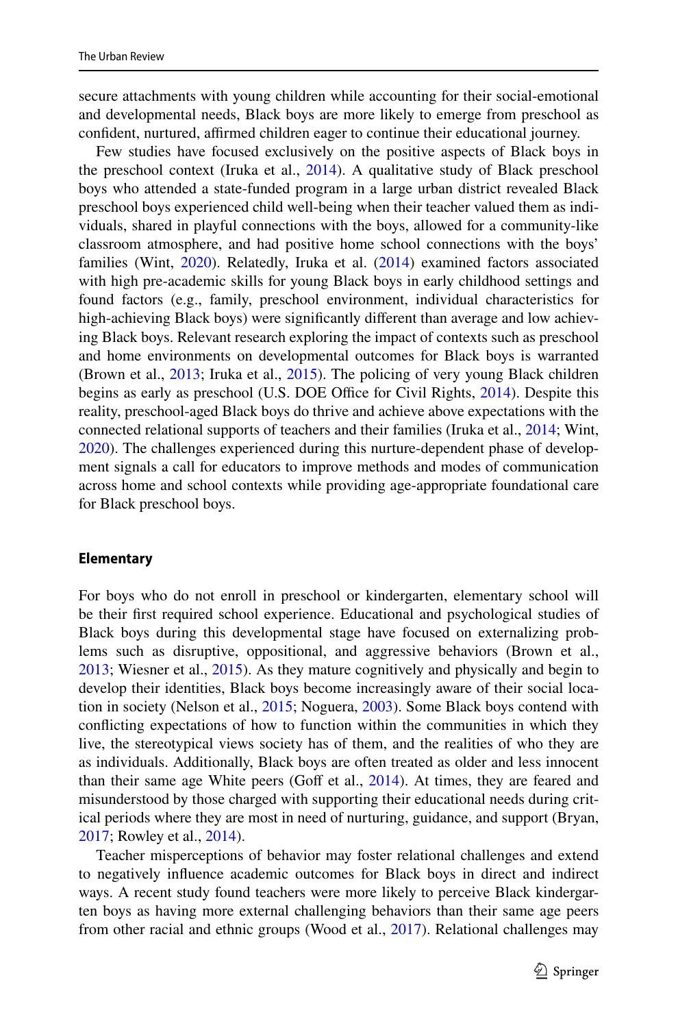secure attachments with young children while accounting for their social-emotional and developmental needs, Black boys are more likely to emerge from preschool as confident, nurtured, affirmed children eager to continue their educational journey.

Few studies have focused exclusively on the positive aspects of Black boys in the preschool context (Iruka et al., 2014). A qualitative study of Black preschool boys who attended a state-funded program in a large urban district revealed Black preschool boys experienced child well-being when their teacher valued them as individuals, shared in playful connections with the boys, allowed for a community-like classroom atmosphere, and had positive home school connections with the boys' families (Wint, 2020). Relatedly, Iruka et al. (2014) examined factors associated with high pre-academic skills for young Black boys in early childhood settings and found factors (e.g., family, preschool environment, individual characteristics for high-achieving Black boys) were significantly different than average and low achieving Black boys. Relevant research exploring the impact of contexts such as preschool and home environments on developmental outcomes for Black boys is warranted (Brown et al., 2013; Iruka et al., 2015). The policing of very young Black children begins as early as preschool (U.S. DOE Office for Civil Rights, 2014). Despite this reality, preschool-aged Black boys do thrive and achieve above expectations with the connected relational supports of teachers and their families (Iruka et al., 2014; Wint, 2020). The challenges experienced during this nurture-dependent phase of development signals a call for educators to improve methods and modes of communication across home and school contexts while providing age-appropriate foundational care for Black preschool boys.

### Elementary

For boys who do not enroll in preschool or kindergarten, elementary school will be their first required school experience. Educational and psychological studies of Black boys during this developmental stage have focused on externalizing problems such as disruptive, oppositional, and aggressive behaviors (Brown et al., 2013; Wiesner et al., 2015). As they mature cognitively and physically and begin to develop their identities, Black boys become increasingly aware of their social location in society (Nelson et al., 2015; Noguera, 2003). Some Black boys contend with conflicting expectations of how to function within the communities in which they live, the stereotypical views society has of them, and the realities of who they are as individuals. Additionally, Black boys are often treated as older and less innocent than their same age White peers (Goff et al., 2014). At times, they are feared and misunderstood by those charged with supporting their educational needs during critical periods where they are most in need of nurturing, guidance, and support (Bryan, 2017; Rowley et al., 2014).

Teacher misperceptions of behavior may foster relational challenges and extend to negatively influence academic outcomes for Black boys in direct and indirect ways. A recent study found teachers were more likely to perceive Black kindergarten boys as having more external challenging behaviors than their same age peers from other racial and ethnic groups (Wood et al., 2017). Relational challenges may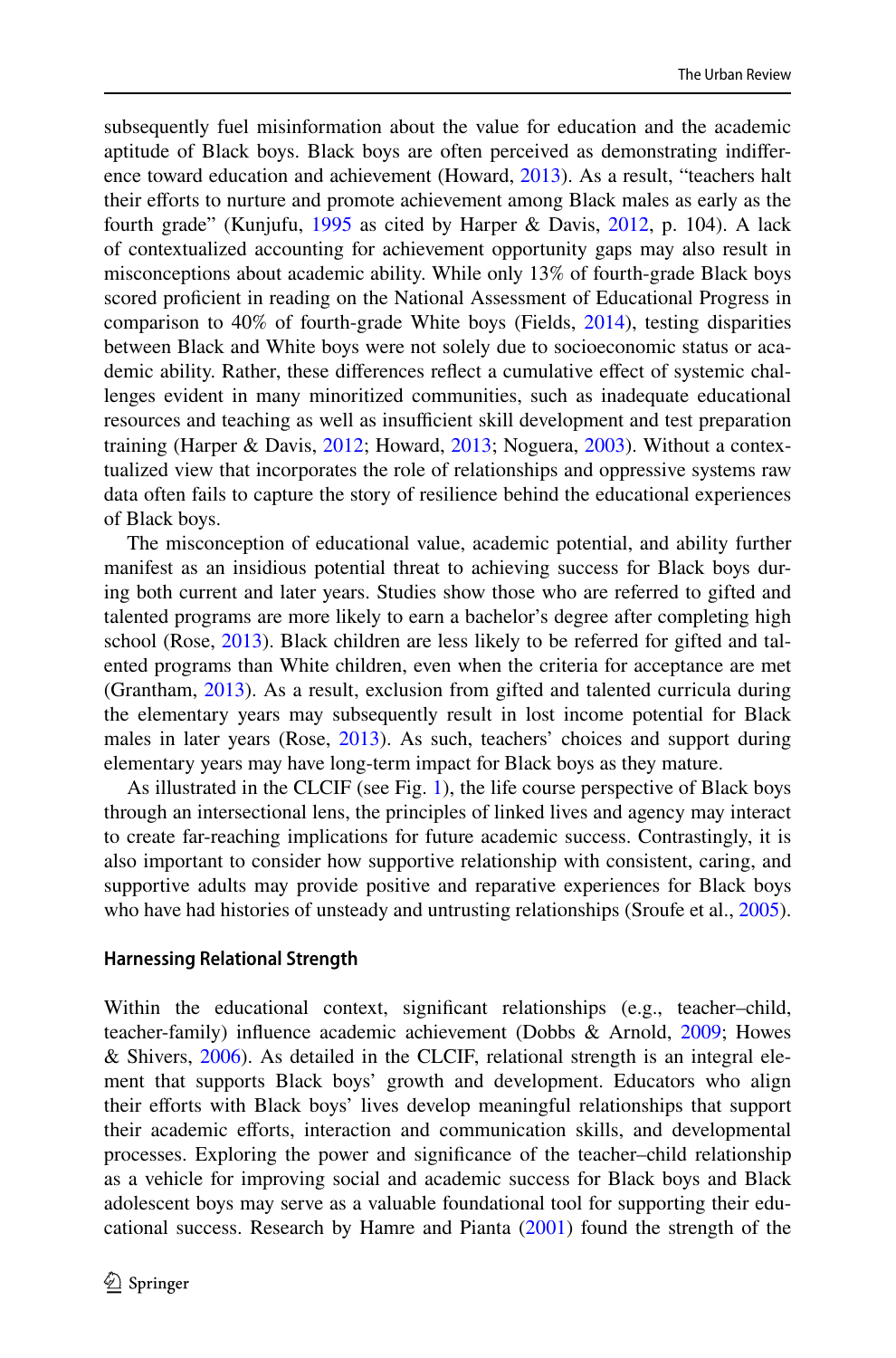subsequently fuel misinformation about the value for education and the academic aptitude of Black boys. Black boys are often perceived as demonstrating indifference toward education and achievement (Howard, 2013). As a result, "teachers halt their efforts to nurture and promote achievement among Black males as early as the fourth grade" (Kunjufu, 1995 as cited by Harper & Davis, 2012, p. 104). A lack of contextualized accounting for achievement opportunity gaps may also result in misconceptions about academic ability. While only 13% of fourth-grade Black boys scored proficient in reading on the National Assessment of Educational Progress in comparison to 40% of fourth-grade White boys (Fields, 2014), testing disparities between Black and White boys were not solely due to socioeconomic status or academic ability. Rather, these differences reflect a cumulative effect of systemic challenges evident in many minoritized communities, such as inadequate educational resources and teaching as well as insufficient skill development and test preparation training (Harper & Davis, 2012; Howard, 2013; Noguera, 2003). Without a contextualized view that incorporates the role of relationships and oppressive systems raw data often fails to capture the story of resilience behind the educational experiences of Black boys.

The misconception of educational value, academic potential, and ability further manifest as an insidious potential threat to achieving success for Black boys during both current and later years. Studies show those who are referred to gifted and talented programs are more likely to earn a bachelor's degree after completing high school (Rose, 2013). Black children are less likely to be referred for gifted and talented programs than White children, even when the criteria for acceptance are met (Grantham, 2013). As a result, exclusion from gifted and talented curricula during the elementary years may subsequently result in lost income potential for Black males in later years (Rose, 2013). As such, teachers' choices and support during elementary years may have long-term impact for Black boys as they mature.

As illustrated in the CLCIF (see Fig. 1), the life course perspective of Black boys through an intersectional lens, the principles of linked lives and agency may interact to create far-reaching implications for future academic success. Contrastingly, it is also important to consider how supportive relationship with consistent, caring, and supportive adults may provide positive and reparative experiences for Black boys who have had histories of unsteady and untrusting relationships (Sroufe et al., 2005).

### Harnessing Relational Strength

Within the educational context, significant relationships (e.g., teacher–child, teacher-family) influence academic achievement (Dobbs & Arnold, 2009; Howes & Shivers, 2006). As detailed in the CLCIF, relational strength is an integral element that supports Black boys' growth and development. Educators who align their efforts with Black boys' lives develop meaningful relationships that support their academic efforts, interaction and communication skills, and developmental processes. Exploring the power and significance of the teacher–child relationship as a vehicle for improving social and academic success for Black boys and Black adolescent boys may serve as a valuable foundational tool for supporting their educational success. Research by Hamre and Pianta (2001) found the strength of the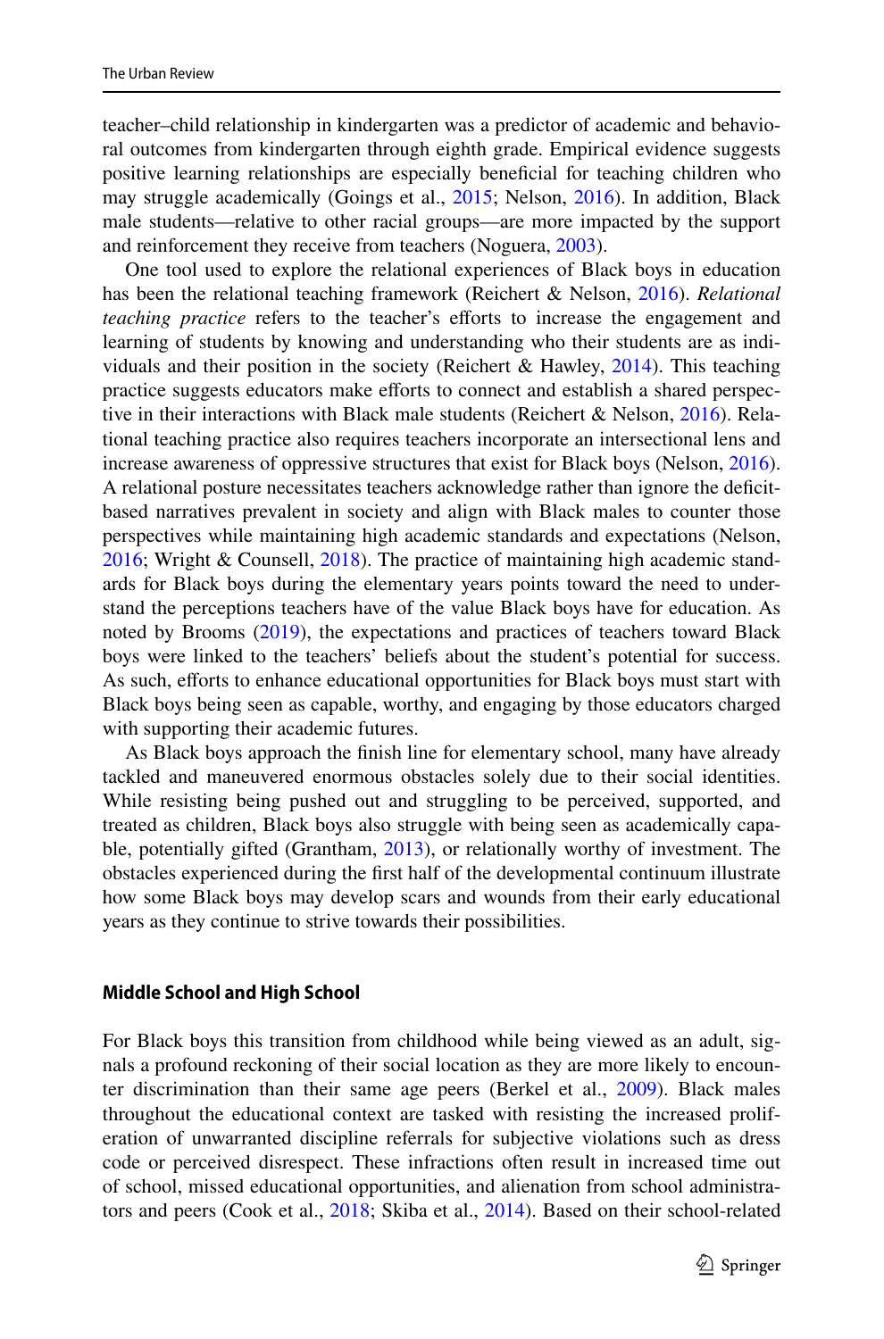teacher–child relationship in kindergarten was a predictor of academic and behavioral outcomes from kindergarten through eighth grade. Empirical evidence suggests positive learning relationships are especially beneficial for teaching children who may struggle academically (Goings et al., 2015; Nelson, 2016). In addition, Black male students—relative to other racial groups—are more impacted by the support and reinforcement they receive from teachers (Noguera, 2003).

One tool used to explore the relational experiences of Black boys in education has been the relational teaching framework (Reichert & Nelson, 2016). *Relational teaching practice* refers to the teacher's efforts to increase the engagement and learning of students by knowing and understanding who their students are as individuals and their position in the society (Reichert & Hawley, 2014). This teaching practice suggests educators make efforts to connect and establish a shared perspective in their interactions with Black male students (Reichert & Nelson, 2016). Relational teaching practice also requires teachers incorporate an intersectional lens and increase awareness of oppressive structures that exist for Black boys (Nelson, 2016). A relational posture necessitates teachers acknowledge rather than ignore the deficit-based narratives prevalent in society and align with Black males to counter those perspectives while maintaining high academic standards and expectations (Nelson, 2016; Wright & Counsell, 2018). The practice of maintaining high academic standards for Black boys during the elementary years points toward the need to understand the perceptions teachers have of the value Black boys have for education. As noted by Brooms (2019), the expectations and practices of teachers toward Black boys were linked to the teachers' beliefs about the student's potential for success. As such, efforts to enhance educational opportunities for Black boys must start with Black boys being seen as capable, worthy, and engaging by those educators charged with supporting their academic futures.

As Black boys approach the finish line for elementary school, many have already tackled and maneuvered enormous obstacles solely due to their social identities. While resisting being pushed out and struggling to be perceived, supported, and treated as children, Black boys also struggle with being seen as academically capable, potentially gifted (Grantham, 2013), or relationally worthy of investment. The obstacles experienced during the first half of the developmental continuum illustrate how some Black boys may develop scars and wounds from their early educational years as they continue to strive towards their possibilities.

#### Middle School and High School

For Black boys this transition from childhood while being viewed as an adult, signals a profound reckoning of their social location as they are more likely to encounter discrimination than their same age peers (Berkel et al., 2009). Black males throughout the educational context are tasked with resisting the increased proliferation of unwarranted discipline referrals for subjective violations such as dress code or perceived disrespect. These infractions often result in increased time out of school, missed educational opportunities, and alienation from school administrators and peers (Cook et al., 2018; Skiba et al., 2014). Based on their school-related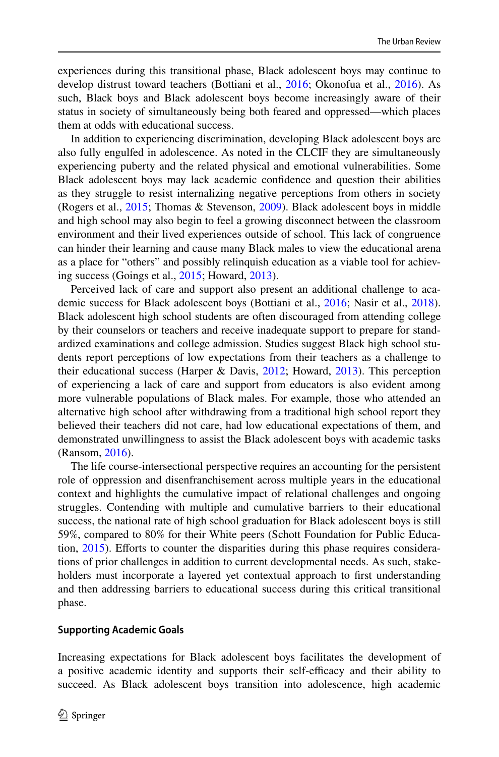experiences during this transitional phase, Black adolescent boys may continue to develop distrust toward teachers (Bottiani et al., 2016; Okonofua et al., 2016). As such, Black boys and Black adolescent boys become increasingly aware of their status in society of simultaneously being both feared and oppressed—which places them at odds with educational success.

In addition to experiencing discrimination, developing Black adolescent boys are also fully engulfed in adolescence. As noted in the CLCIF they are simultaneously experiencing puberty and the related physical and emotional vulnerabilities. Some Black adolescent boys may lack academic confidence and question their abilities as they struggle to resist internalizing negative perceptions from others in society (Rogers et al., 2015; Thomas & Stevenson, 2009). Black adolescent boys in middle and high school may also begin to feel a growing disconnect between the classroom environment and their lived experiences outside of school. This lack of congruence can hinder their learning and cause many Black males to view the educational arena as a place for "others" and possibly relinquish education as a viable tool for achieving success (Goings et al., 2015; Howard, 2013).

Perceived lack of care and support also present an additional challenge to academic success for Black adolescent boys (Bottiani et al., 2016; Nasir et al., 2018). Black adolescent high school students are often discouraged from attending college by their counselors or teachers and receive inadequate support to prepare for standardized examinations and college admission. Studies suggest Black high school students report perceptions of low expectations from their teachers as a challenge to their educational success (Harper & Davis, 2012; Howard, 2013). This perception of experiencing a lack of care and support from educators is also evident among more vulnerable populations of Black males. For example, those who attended an alternative high school after withdrawing from a traditional high school report they believed their teachers did not care, had low educational expectations of them, and demonstrated unwillingness to assist the Black adolescent boys with academic tasks (Ransom, 2016).

The life course-intersectional perspective requires an accounting for the persistent role of oppression and disenfranchisement across multiple years in the educational context and highlights the cumulative impact of relational challenges and ongoing struggles. Contending with multiple and cumulative barriers to their educational success, the national rate of high school graduation for Black adolescent boys is still 59%, compared to 80% for their White peers (Schott Foundation for Public Education, 2015). Efforts to counter the disparities during this phase requires considerations of prior challenges in addition to current developmental needs. As such, stakeholders must incorporate a layered yet contextual approach to first understanding and then addressing barriers to educational success during this critical transitional phase.

#### Supporting Academic Goals

Increasing expectations for Black adolescent boys facilitates the development of a positive academic identity and supports their self-efficacy and their ability to succeed. As Black adolescent boys transition into adolescence, high academic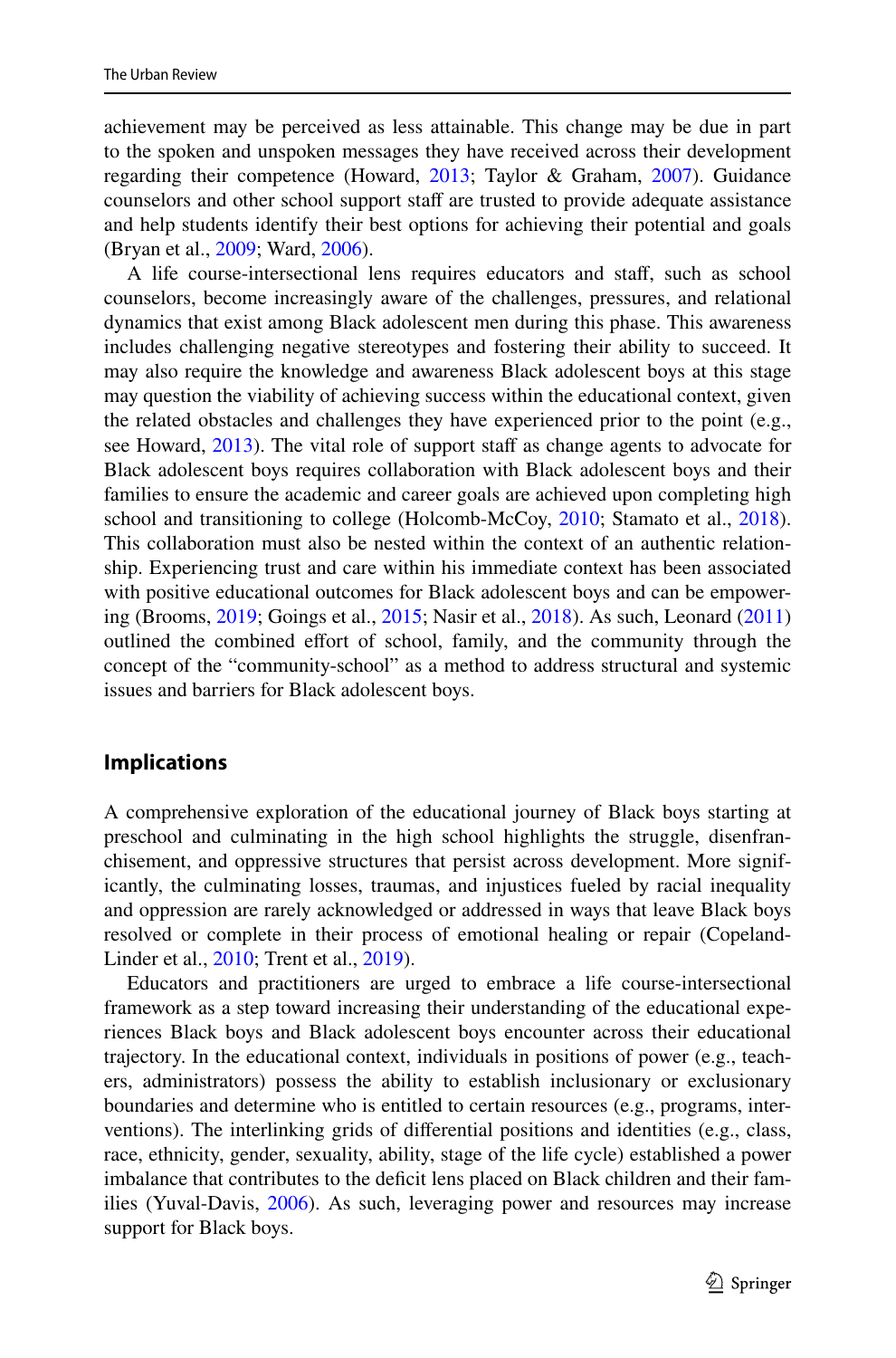achievement may be perceived as less attainable. This change may be due in part to the spoken and unspoken messages they have received across their development regarding their competence (Howard, 2013; Taylor & Graham, 2007). Guidance counselors and other school support staff are trusted to provide adequate assistance and help students identify their best options for achieving their potential and goals (Bryan et al., 2009; Ward, 2006).

A life course-intersectional lens requires educators and staff, such as school counselors, become increasingly aware of the challenges, pressures, and relational dynamics that exist among Black adolescent men during this phase. This awareness includes challenging negative stereotypes and fostering their ability to succeed. It may also require the knowledge and awareness Black adolescent boys at this stage may question the viability of achieving success within the educational context, given the related obstacles and challenges they have experienced prior to the point (e.g., see Howard, 2013). The vital role of support staff as change agents to advocate for Black adolescent boys requires collaboration with Black adolescent boys and their families to ensure the academic and career goals are achieved upon completing high school and transitioning to college (Holcomb-McCoy, 2010; Stamato et al., 2018). This collaboration must also be nested within the context of an authentic relationship. Experiencing trust and care within his immediate context has been associated with positive educational outcomes for Black adolescent boys and can be empowering (Brooms, 2019; Goings et al., 2015; Nasir et al., 2018). As such, Leonard (2011) outlined the combined effort of school, family, and the community through the concept of the "community-school" as a method to address structural and systemic issues and barriers for Black adolescent boys.

## Implications

A comprehensive exploration of the educational journey of Black boys starting at preschool and culminating in the high school highlights the struggle, disenfranchisement, and oppressive structures that persist across development. More significantly, the culminating losses, traumas, and injustices fueled by racial inequality and oppression are rarely acknowledged or addressed in ways that leave Black boys resolved or complete in their process of emotional healing or repair (Copeland-Linder et al., 2010; Trent et al., 2019).

Educators and practitioners are urged to embrace a life course-intersectional framework as a step toward increasing their understanding of the educational experiences Black boys and Black adolescent boys encounter across their educational trajectory. In the educational context, individuals in positions of power (e.g., teachers, administrators) possess the ability to establish inclusionary or exclusionary boundaries and determine who is entitled to certain resources (e.g., programs, interventions). The interlinking grids of differential positions and identities (e.g., class, race, ethnicity, gender, sexuality, ability, stage of the life cycle) established a power imbalance that contributes to the deficit lens placed on Black children and their families (Yuval-Davis, 2006). As such, leveraging power and resources may increase support for Black boys.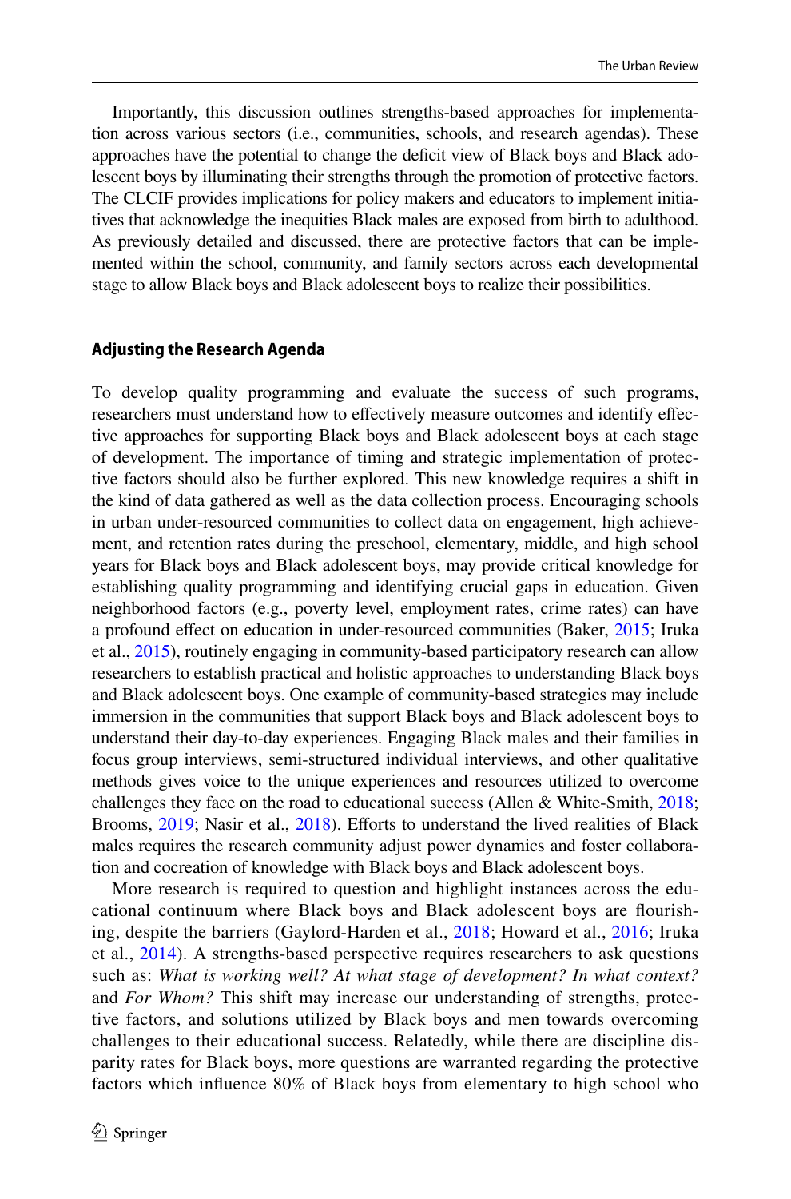Importantly, this discussion outlines strengths-based approaches for implementation across various sectors (i.e., communities, schools, and research agendas). These approaches have the potential to change the deficit view of Black boys and Black adolescent boys by illuminating their strengths through the promotion of protective factors. The CLCIF provides implications for policy makers and educators to implement initiatives that acknowledge the inequities Black males are exposed from birth to adulthood. As previously detailed and discussed, there are protective factors that can be implemented within the school, community, and family sectors across each developmental stage to allow Black boys and Black adolescent boys to realize their possibilities.

### Adjusting the Research Agenda

To develop quality programming and evaluate the success of such programs, researchers must understand how to effectively measure outcomes and identify effective approaches for supporting Black boys and Black adolescent boys at each stage of development. The importance of timing and strategic implementation of protective factors should also be further explored. This new knowledge requires a shift in the kind of data gathered as well as the data collection process. Encouraging schools in urban under-resourced communities to collect data on engagement, high achievement, and retention rates during the preschool, elementary, middle, and high school years for Black boys and Black adolescent boys, may provide critical knowledge for establishing quality programming and identifying crucial gaps in education. Given neighborhood factors (e.g., poverty level, employment rates, crime rates) can have a profound effect on education in under-resourced communities (Baker, 2015; Iruka et al., 2015), routinely engaging in community-based participatory research can allow researchers to establish practical and holistic approaches to understanding Black boys and Black adolescent boys. One example of community-based strategies may include immersion in the communities that support Black boys and Black adolescent boys to understand their day-to-day experiences. Engaging Black males and their families in focus group interviews, semi-structured individual interviews, and other qualitative methods gives voice to the unique experiences and resources utilized to overcome challenges they face on the road to educational success (Allen & White-Smith, 2018; Brooms, 2019; Nasir et al., 2018). Efforts to understand the lived realities of Black males requires the research community adjust power dynamics and foster collaboration and cocreation of knowledge with Black boys and Black adolescent boys.

More research is required to question and highlight instances across the educational continuum where Black boys and Black adolescent boys are flourishing, despite the barriers (Gaylord-Harden et al., 2018; Howard et al., 2016; Iruka et al., 2014). A strengths-based perspective requires researchers to ask questions such as: *What is working well? At what stage of development? In what context?* and *For Whom?* This shift may increase our understanding of strengths, protective factors, and solutions utilized by Black boys and men towards overcoming challenges to their educational success. Relatedly, while there are discipline disparity rates for Black boys, more questions are warranted regarding the protective factors which influence 80% of Black boys from elementary to high school who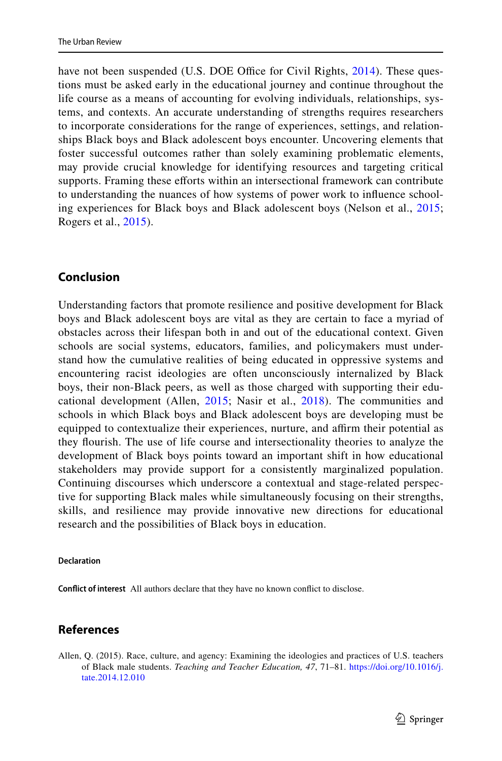have not been suspended (U.S. DOE Office for Civil Rights, 2014). These questions must be asked early in the educational journey and continue throughout the life course as a means of accounting for evolving individuals, relationships, systems, and contexts. An accurate understanding of strengths requires researchers to incorporate considerations for the range of experiences, settings, and relationships Black boys and Black adolescent boys encounter. Uncovering elements that foster successful outcomes rather than solely examining problematic elements, may provide crucial knowledge for identifying resources and targeting critical supports. Framing these efforts within an intersectional framework can contribute to understanding the nuances of how systems of power work to influence schooling experiences for Black boys and Black adolescent boys (Nelson et al., 2015; Rogers et al., 2015).

## Conclusion

Understanding factors that promote resilience and positive development for Black boys and Black adolescent boys are vital as they are certain to face a myriad of obstacles across their lifespan both in and out of the educational context. Given schools are social systems, educators, families, and policymakers must understand how the cumulative realities of being educated in oppressive systems and encountering racist ideologies are often unconsciously internalized by Black boys, their non-Black peers, as well as those charged with supporting their educational development (Allen, 2015; Nasir et al., 2018). The communities and schools in which Black boys and Black adolescent boys are developing must be equipped to contextualize their experiences, nurture, and affirm their potential as they flourish. The use of life course and intersectionality theories to analyze the development of Black boys points toward an important shift in how educational stakeholders may provide support for a consistently marginalized population. Continuing discourses which underscore a contextual and stage-related perspective for supporting Black males while simultaneously focusing on their strengths, skills, and resilience may provide innovative new directions for educational research and the possibilities of Black boys in education.

**Declaration**

**Conflict of interest** All authors declare that they have no known conflict to disclose.

## References

Allen, Q. (2015). Race, culture, and agency: Examining the ideologies and practices of U.S. teachers of Black male students. *Teaching and Teacher Education, 47*, 71–81. https://doi.org/10.1016/j.tate.2014.12.010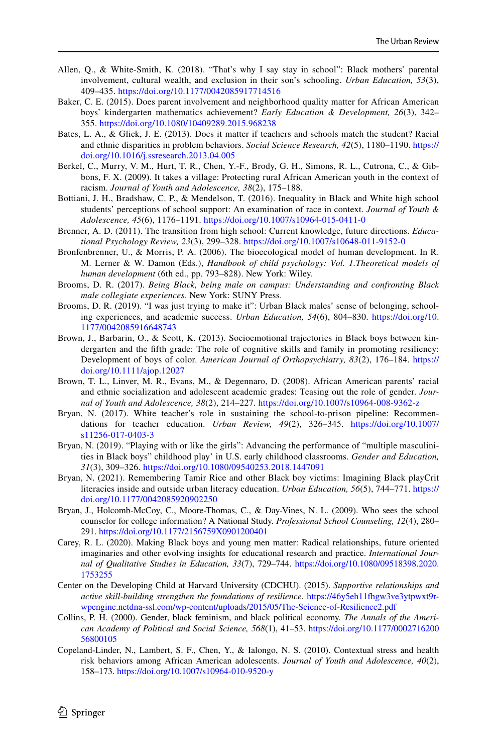Allen, Q., & White-Smith, K. (2018). "That's why I say stay in school": Black mothers' parental involvement, cultural wealth, and exclusion in their son's schooling. *Urban Education, 53*(3), 409–435. https://doi.org/10.1177/0042085917714516

Baker, C. E. (2015). Does parent involvement and neighborhood quality matter for African American boys' kindergarten mathematics achievement? *Early Education & Development, 26*(3), 342–355. https://doi.org/10.1080/10409289.2015.968238

Bates, L. A., & Glick, J. E. (2013). Does it matter if teachers and schools match the student? Racial and ethnic disparities in problem behaviors. *Social Science Research, 42*(5), 1180–1190. https://doi.org/10.1016/j.ssresearch.2013.04.005

Berkel, C., Murry, V. M., Hurt, T. R., Chen, Y.-F., Brody, G. H., Simons, R. L., Cutrona, C., & Gibbons, F. X. (2009). It takes a village: Protecting rural African American youth in the context of racism. *Journal of Youth and Adolescence, 38*(2), 175–188.

Bottiani, J. H., Bradshaw, C. P., & Mendelson, T. (2016). Inequality in Black and White high school students' perceptions of school support: An examination of race in context. *Journal of Youth & Adolescence, 45*(6), 1176–1191. https://doi.org/10.1007/s10964-015-0411-0

Brenner, A. D. (2011). The transition from high school: Current knowledge, future directions. *Educational Psychology Review, 23*(3), 299–328. https://doi.org/10.1007/s10648-011-9152-0

Bronfenbrenner, U., & Morris, P. A. (2006). The bioecological model of human development. In R. M. Lerner & W. Damon (Eds.), *Handbook of child psychology: Vol. 1.Theoretical models of human development* (6th ed., pp. 793–828). New York: Wiley.

Brooms, D. R. (2017). *Being Black, being male on campus: Understanding and confronting Black male collegiate experiences*. New York: SUNY Press.

Brooms, D. R. (2019). "I was just trying to make it": Urban Black males' sense of belonging, schooling experiences, and academic success. *Urban Education, 54*(6), 804–830. https://doi.org/10.1177/0042085916648743

Brown, J., Barbarin, O., & Scott, K. (2013). Socioemotional trajectories in Black boys between kindergarten and the fifth grade: The role of cognitive skills and family in promoting resiliency: Development of boys of color. *American Journal of Orthopsychiatry, 83*(2), 176–184. https://doi.org/10.1111/ajop.12027

Brown, T. L., Linver, M. R., Evans, M., & Degennaro, D. (2008). African American parents' racial and ethnic socialization and adolescent academic grades: Teasing out the role of gender. *Journal of Youth and Adolescence, 38*(2), 214–227. https://doi.org/10.1007/s10964-008-9362-z

Bryan, N. (2017). White teacher's role in sustaining the school-to-prison pipeline: Recommendations for teacher education. *Urban Review, 49*(2), 326–345. https://doi.org/10.1007/s11256-017-0403-3

Bryan, N. (2019). "Playing with or like the girls": Advancing the performance of "multiple masculinities in Black boys" childhood play' in U.S. early childhood classrooms. *Gender and Education, 31*(3), 309–326. https://doi.org/10.1080/09540253.2018.1447091

Bryan, N. (2021). Remembering Tamir Rice and other Black boy victims: Imagining Black playCrit literacies inside and outside urban literacy education. *Urban Education, 56*(5), 744–771. https://doi.org/10.1177/0042085920902250

Bryan, J., Holcomb-McCoy, C., Moore-Thomas, C., & Day-Vines, N. L. (2009). Who sees the school counselor for college information? A National Study. *Professional School Counseling, 12*(4), 280–291. https://doi.org/10.1177/2156759X0901200401

Carey, R. L. (2020). Making Black boys and young men matter: Radical relationships, future oriented imaginaries and other evolving insights for educational research and practice. *International Journal of Qualitative Studies in Education, 33*(7), 729–744. https://doi.org/10.1080/09518398.2020.1753255

Center on the Developing Child at Harvard University (CDCHU). (2015). *Supportive relationships and active skill-building strengthen the foundations of resilience.* https://46y5eh11fhgw3ve3ytpwxt9r-wpengine.netdna-ssl.com/wp-content/uploads/2015/05/The-Science-of-Resilience2.pdf

Collins, P. H. (2000). Gender, black feminism, and black political economy. *The Annals of the American Academy of Political and Social Science, 568*(1), 41–53. https://doi.org/10.1177/000271620056800105

Copeland-Linder, N., Lambert, S. F., Chen, Y., & Ialongo, N. S. (2010). Contextual stress and health risk behaviors among African American adolescents. *Journal of Youth and Adolescence, 40*(2), 158–173. https://doi.org/10.1007/s10964-010-9520-y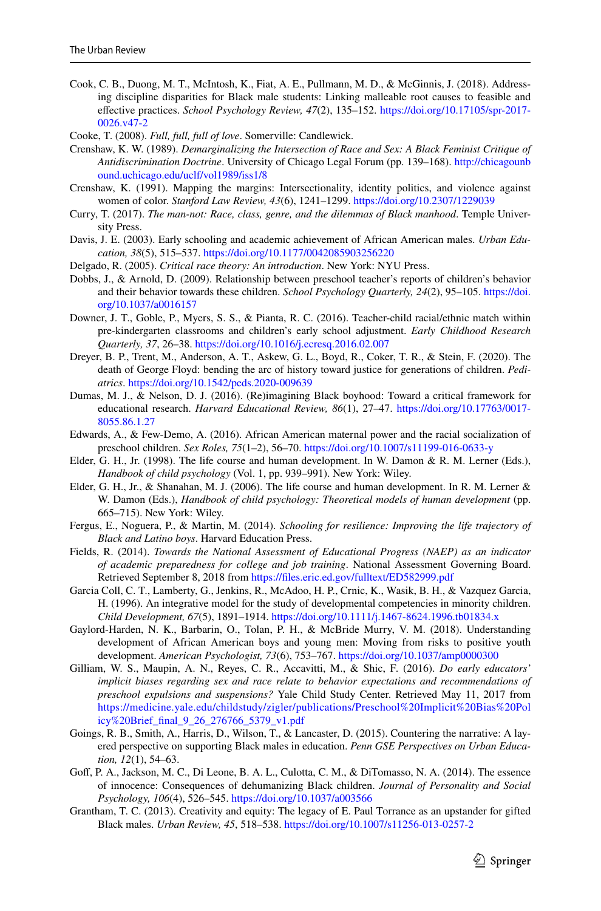Cook, C. B., Duong, M. T., McIntosh, K., Fiat, A. E., Pullmann, M. D., & McGinnis, J. (2018). Addressing discipline disparities for Black male students: Linking malleable root causes to feasible and effective practices. *School Psychology Review, 47*(2), 135–152. https://doi.org/10.17105/spr-2017-0026.v47-2

Cooke, T. (2008). *Full, full, full of love*. Somerville: Candlewick.

Crenshaw, K. W. (1989). *Demarginalizing the Intersection of Race and Sex: A Black Feminist Critique of Antidiscrimination Doctrine*. University of Chicago Legal Forum (pp. 139–168). http://chicagounbound.uchicago.edu/uclf/vol1989/iss1/8

Crenshaw, K. (1991). Mapping the margins: Intersectionality, identity politics, and violence against women of color. *Stanford Law Review, 43*(6), 1241–1299. https://doi.org/10.2307/1229039

Curry, T. (2017). *The man-not: Race, class, genre, and the dilemmas of Black manhood*. Temple University Press.

Davis, J. E. (2003). Early schooling and academic achievement of African American males. *Urban Education, 38*(5), 515–537. https://doi.org/10.1177/0042085903256220

Delgado, R. (2005). *Critical race theory: An introduction*. New York: NYU Press.

Dobbs, J., & Arnold, D. (2009). Relationship between preschool teacher's reports of children's behavior and their behavior towards these children. *School Psychology Quarterly, 24*(2), 95–105. https://doi.org/10.1037/a0016157

Downer, J. T., Goble, P., Myers, S. S., & Pianta, R. C. (2016). Teacher-child racial/ethnic match within pre-kindergarten classrooms and children's early school adjustment. *Early Childhood Research Quarterly, 37*, 26–38. https://doi.org/10.1016/j.ecresq.2016.02.007

Dreyer, B. P., Trent, M., Anderson, A. T., Askew, G. L., Boyd, R., Coker, T. R., & Stein, F. (2020). The death of George Floyd: bending the arc of history toward justice for generations of children. *Pediatrics*. https://doi.org/10.1542/peds.2020-009639

Dumas, M. J., & Nelson, D. J. (2016). (Re)imagining Black boyhood: Toward a critical framework for educational research. *Harvard Educational Review, 86*(1), 27–47. https://doi.org/10.17763/0017-8055.86.1.27

Edwards, A., & Few-Demo, A. (2016). African American maternal power and the racial socialization of preschool children. *Sex Roles, 75*(1–2), 56–70. https://doi.org/10.1007/s11199-016-0633-y

Elder, G. H., Jr. (1998). The life course and human development. In W. Damon & R. M. Lerner (Eds.), *Handbook of child psychology* (Vol. 1, pp. 939–991). New York: Wiley.

Elder, G. H., Jr., & Shanahan, M. J. (2006). The life course and human development. In R. M. Lerner & W. Damon (Eds.), *Handbook of child psychology: Theoretical models of human development* (pp. 665–715). New York: Wiley.

Fergus, E., Noguera, P., & Martin, M. (2014). *Schooling for resilience: Improving the life trajectory of Black and Latino boys*. Harvard Education Press.

Fields, R. (2014). *Towards the National Assessment of Educational Progress (NAEP) as an indicator of academic preparedness for college and job training*. National Assessment Governing Board. Retrieved September 8, 2018 from https://files.eric.ed.gov/fulltext/ED582999.pdf

Garcia Coll, C. T., Lamberty, G., Jenkins, R., McAdoo, H. P., Crnic, K., Wasik, B. H., & Vazquez Garcia, H. (1996). An integrative model for the study of developmental competencies in minority children. *Child Development, 67*(5), 1891–1914. https://doi.org/10.1111/j.1467-8624.1996.tb01834.x

Gaylord-Harden, N. K., Barbarin, O., Tolan, P. H., & McBride Murry, V. M. (2018). Understanding development of African American boys and young men: Moving from risks to positive youth development. *American Psychologist, 73*(6), 753–767. https://doi.org/10.1037/amp0000300

Gilliam, W. S., Maupin, A. N., Reyes, C. R., Accavitti, M., & Shic, F. (2016). *Do early educators' implicit biases regarding sex and race relate to behavior expectations and recommendations of preschool expulsions and suspensions?* Yale Child Study Center. Retrieved May 11, 2017 from https://medicine.yale.edu/childstudy/zigler/publications/Preschool%20Implicit%20Bias%20Policy%20Brief_final_9_26_276766_5379_v1.pdf

Goings, R. B., Smith, A., Harris, D., Wilson, T., & Lancaster, D. (2015). Countering the narrative: A layered perspective on supporting Black males in education. *Penn GSE Perspectives on Urban Education, 12*(1), 54–63.

Goff, P. A., Jackson, M. C., Di Leone, B. A. L., Culotta, C. M., & DiTomasso, N. A. (2014). The essence of innocence: Consequences of dehumanizing Black children. *Journal of Personality and Social Psychology, 106*(4), 526–545. https://doi.org/10.1037/a003566

Grantham, T. C. (2013). Creativity and equity: The legacy of E. Paul Torrance as an upstander for gifted Black males. *Urban Review, 45*, 518–538. https://doi.org/10.1007/s11256-013-0257-2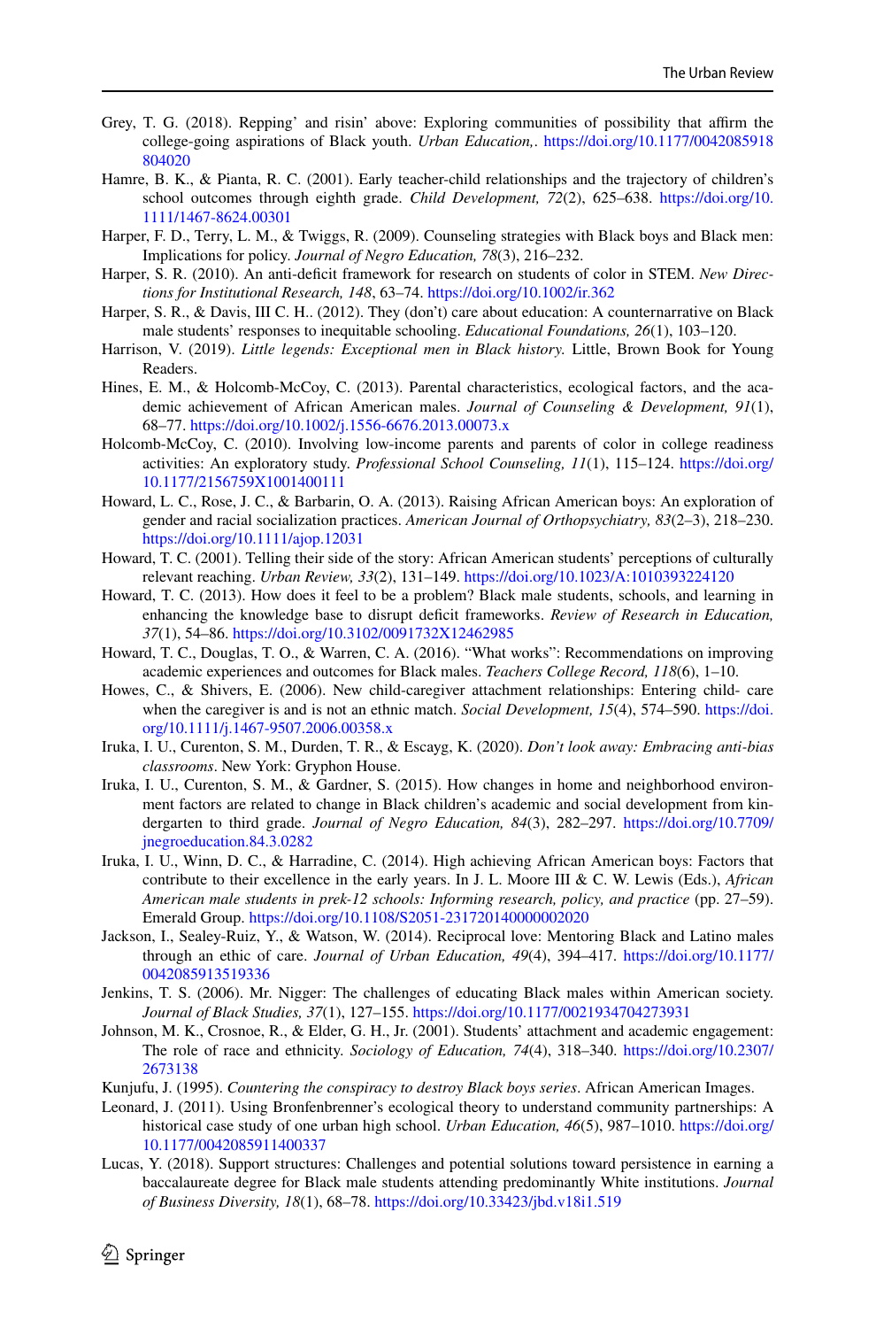Grey, T. G. (2018). Repping' and risin' above: Exploring communities of possibility that affirm the college-going aspirations of Black youth. *Urban Education,*. https://doi.org/10.1177/0042085918804020

Hamre, B. K., & Pianta, R. C. (2001). Early teacher-child relationships and the trajectory of children's school outcomes through eighth grade. *Child Development, 72*(2), 625–638. https://doi.org/10.1111/1467-8624.00301

Harper, F. D., Terry, L. M., & Twiggs, R. (2009). Counseling strategies with Black boys and Black men: Implications for policy. *Journal of Negro Education, 78*(3), 216–232.

Harper, S. R. (2010). An anti-deficit framework for research on students of color in STEM. *New Directions for Institutional Research, 148*, 63–74. https://doi.org/10.1002/ir.362

Harper, S. R., & Davis, III C. H.. (2012). They (don't) care about education: A counternarrative on Black male students' responses to inequitable schooling. *Educational Foundations, 26*(1), 103–120.

Harrison, V. (2019). *Little legends: Exceptional men in Black history.* Little, Brown Book for Young Readers.

Hines, E. M., & Holcomb-McCoy, C. (2013). Parental characteristics, ecological factors, and the academic achievement of African American males. *Journal of Counseling & Development, 91*(1), 68–77. https://doi.org/10.1002/j.1556-6676.2013.00073.x

Holcomb-McCoy, C. (2010). Involving low-income parents and parents of color in college readiness activities: An exploratory study. *Professional School Counseling, 11*(1), 115–124. https://doi.org/10.1177/2156759X1001400111

Howard, L. C., Rose, J. C., & Barbarin, O. A. (2013). Raising African American boys: An exploration of gender and racial socialization practices. *American Journal of Orthopsychiatry, 83*(2–3), 218–230. https://doi.org/10.1111/ajop.12031

Howard, T. C. (2001). Telling their side of the story: African American students' perceptions of culturally relevant reaching. *Urban Review, 33*(2), 131–149. https://doi.org/10.1023/A:1010393224120

Howard, T. C. (2013). How does it feel to be a problem? Black male students, schools, and learning in enhancing the knowledge base to disrupt deficit frameworks. *Review of Research in Education, 37*(1), 54–86. https://doi.org/10.3102/0091732X12462985

Howard, T. C., Douglas, T. O., & Warren, C. A. (2016). "What works": Recommendations on improving academic experiences and outcomes for Black males. *Teachers College Record, 118*(6), 1–10.

Howes, C., & Shivers, E. (2006). New child-caregiver attachment relationships: Entering child- care when the caregiver is and is not an ethnic match. *Social Development, 15*(4), 574–590. https://doi.org/10.1111/j.1467-9507.2006.00358.x

Iruka, I. U., Curenton, S. M., Durden, T. R., & Escayg, K. (2020). *Don't look away: Embracing anti-bias classrooms*. New York: Gryphon House.

Iruka, I. U., Curenton, S. M., & Gardner, S. (2015). How changes in home and neighborhood environment factors are related to change in Black children's academic and social development from kindergarten to third grade. *Journal of Negro Education, 84*(3), 282–297. https://doi.org/10.7709/jnegroeducation.84.3.0282

Iruka, I. U., Winn, D. C., & Harradine, C. (2014). High achieving African American boys: Factors that contribute to their excellence in the early years. In J. L. Moore III & C. W. Lewis (Eds.), *African American male students in prek-12 schools: Informing research, policy, and practice* (pp. 27–59). Emerald Group. https://doi.org/10.1108/S2051-231720140000002020

Jackson, I., Sealey-Ruiz, Y., & Watson, W. (2014). Reciprocal love: Mentoring Black and Latino males through an ethic of care. *Journal of Urban Education, 49*(4), 394–417. https://doi.org/10.1177/0042085913519336

Jenkins, T. S. (2006). Mr. Nigger: The challenges of educating Black males within American society. *Journal of Black Studies, 37*(1), 127–155. https://doi.org/10.1177/0021934704273931

Johnson, M. K., Crosnoe, R., & Elder, G. H., Jr. (2001). Students' attachment and academic engagement: The role of race and ethnicity. *Sociology of Education, 74*(4), 318–340. https://doi.org/10.2307/2673138

Kunjufu, J. (1995). *Countering the conspiracy to destroy Black boys series*. African American Images.

Leonard, J. (2011). Using Bronfenbrenner's ecological theory to understand community partnerships: A historical case study of one urban high school. *Urban Education, 46*(5), 987–1010. https://doi.org/10.1177/0042085911400337

Lucas, Y. (2018). Support structures: Challenges and potential solutions toward persistence in earning a baccalaureate degree for Black male students attending predominantly White institutions. *Journal of Business Diversity, 18*(1), 68–78. https://doi.org/10.33423/jbd.v18i1.519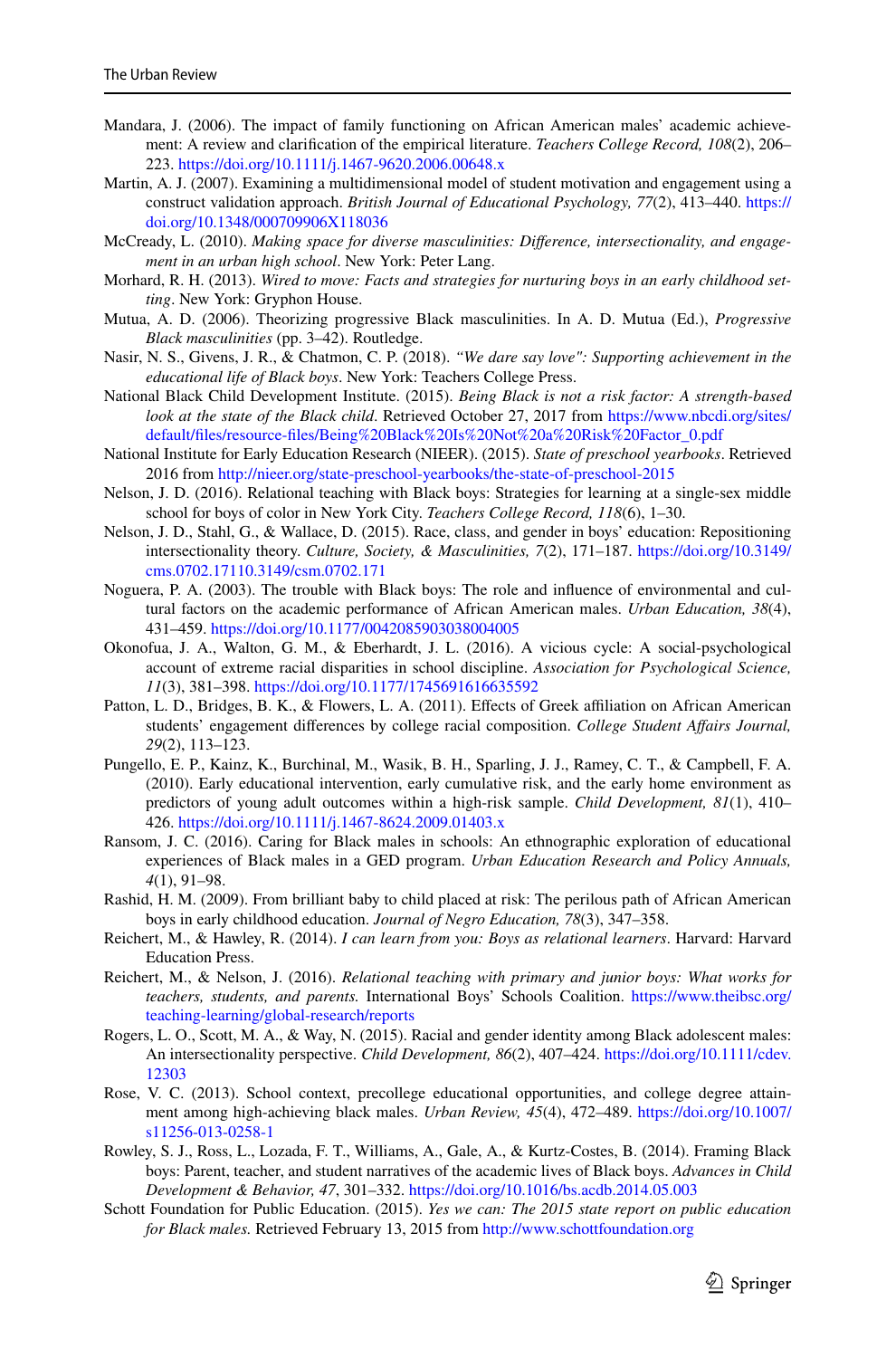Mandara, J. (2006). The impact of family functioning on African American males' academic achievement: A review and clarification of the empirical literature. *Teachers College Record, 108*(2), 206–223. https://doi.org/10.1111/j.1467-9620.2006.00648.x

Martin, A. J. (2007). Examining a multidimensional model of student motivation and engagement using a construct validation approach. *British Journal of Educational Psychology, 77*(2), 413–440. https://doi.org/10.1348/000709906X118036

McCready, L. (2010). *Making space for diverse masculinities: Difference, intersectionality, and engagement in an urban high school*. New York: Peter Lang.

Morhard, R. H. (2013). *Wired to move: Facts and strategies for nurturing boys in an early childhood setting*. New York: Gryphon House.

Mutua, A. D. (2006). Theorizing progressive Black masculinities. In A. D. Mutua (Ed.), *Progressive Black masculinities* (pp. 3–42). Routledge.

Nasir, N. S., Givens, J. R., & Chatmon, C. P. (2018). *"We dare say love": Supporting achievement in the educational life of Black boys*. New York: Teachers College Press.

National Black Child Development Institute. (2015). *Being Black is not a risk factor: A strength-based look at the state of the Black child*. Retrieved October 27, 2017 from https://www.nbcdi.org/sites/default/files/resource-files/Being%20Black%20Is%20Not%20a%20Risk%20Factor_0.pdf

National Institute for Early Education Research (NIEER). (2015). *State of preschool yearbooks*. Retrieved 2016 from http://nieer.org/state-preschool-yearbooks/the-state-of-preschool-2015

Nelson, J. D. (2016). Relational teaching with Black boys: Strategies for learning at a single-sex middle school for boys of color in New York City. *Teachers College Record, 118*(6), 1–30.

Nelson, J. D., Stahl, G., & Wallace, D. (2015). Race, class, and gender in boys' education: Repositioning intersectionality theory. *Culture, Society, & Masculinities, 7*(2), 171–187. https://doi.org/10.3149/cms.0702.17110.3149/csm.0702.171

Noguera, P. A. (2003). The trouble with Black boys: The role and influence of environmental and cultural factors on the academic performance of African American males. *Urban Education, 38*(4), 431–459. https://doi.org/10.1177/0042085903038004005

Okonofua, J. A., Walton, G. M., & Eberhardt, J. L. (2016). A vicious cycle: A social-psychological account of extreme racial disparities in school discipline. *Association for Psychological Science, 11*(3), 381–398. https://doi.org/10.1177/1745691616635592

Patton, L. D., Bridges, B. K., & Flowers, L. A. (2011). Effects of Greek affiliation on African American students' engagement differences by college racial composition. *College Student Affairs Journal, 29*(2), 113–123.

Pungello, E. P., Kainz, K., Burchinal, M., Wasik, B. H., Sparling, J. J., Ramey, C. T., & Campbell, F. A. (2010). Early educational intervention, early cumulative risk, and the early home environment as predictors of young adult outcomes within a high-risk sample. *Child Development, 81*(1), 410–426. https://doi.org/10.1111/j.1467-8624.2009.01403.x

Ransom, J. C. (2016). Caring for Black males in schools: An ethnographic exploration of educational experiences of Black males in a GED program. *Urban Education Research and Policy Annuals, 4*(1), 91–98.

Rashid, H. M. (2009). From brilliant baby to child placed at risk: The perilous path of African American boys in early childhood education. *Journal of Negro Education, 78*(3), 347–358.

Reichert, M., & Hawley, R. (2014). *I can learn from you: Boys as relational learners*. Harvard: Harvard Education Press.

Reichert, M., & Nelson, J. (2016). *Relational teaching with primary and junior boys: What works for teachers, students, and parents.* International Boys' Schools Coalition. https://www.theibsc.org/teaching-learning/global-research/reports

Rogers, L. O., Scott, M. A., & Way, N. (2015). Racial and gender identity among Black adolescent males: An intersectionality perspective. *Child Development, 86*(2), 407–424. https://doi.org/10.1111/cdev.12303

Rose, V. C. (2013). School context, precollege educational opportunities, and college degree attainment among high-achieving black males. *Urban Review, 45*(4), 472–489. https://doi.org/10.1007/s11256-013-0258-1

Rowley, S. J., Ross, L., Lozada, F. T., Williams, A., Gale, A., & Kurtz-Costes, B. (2014). Framing Black boys: Parent, teacher, and student narratives of the academic lives of Black boys. *Advances in Child Development & Behavior, 47*, 301–332. https://doi.org/10.1016/bs.acdb.2014.05.003

Schott Foundation for Public Education. (2015). *Yes we can: The 2015 state report on public education for Black males.* Retrieved February 13, 2015 from http://www.schottfoundation.org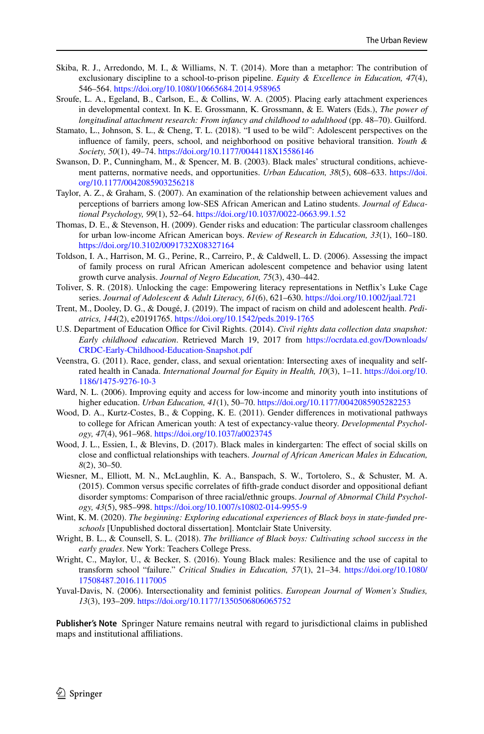Skiba, R. J., Arredondo, M. I., & Williams, N. T. (2014). More than a metaphor: The contribution of exclusionary discipline to a school-to-prison pipeline. *Equity & Excellence in Education, 47*(4), 546–564. https://doi.org/10.1080/10665684.2014.958965

Sroufe, L. A., Egeland, B., Carlson, E., & Collins, W. A. (2005). Placing early attachment experiences in developmental context. In K. E. Grossmann, K. Grossmann, & E. Waters (Eds.), *The power of longitudinal attachment research: From infancy and childhood to adulthood* (pp. 48–70). Guilford.

Stamato, L., Johnson, S. L., & Cheng, T. L. (2018). "I used to be wild": Adolescent perspectives on the influence of family, peers, school, and neighborhood on positive behavioral transition. *Youth & Society, 50*(1), 49–74. https://doi.org/10.1177/0044118X15586146

Swanson, D. P., Cunningham, M., & Spencer, M. B. (2003). Black males' structural conditions, achievement patterns, normative needs, and opportunities. *Urban Education, 38*(5), 608–633. https://doi.org/10.1177/0042085903256218

Taylor, A. Z., & Graham, S. (2007). An examination of the relationship between achievement values and perceptions of barriers among low-SES African American and Latino students. *Journal of Educational Psychology, 99*(1), 52–64. https://doi.org/10.1037/0022-0663.99.1.52

Thomas, D. E., & Stevenson, H. (2009). Gender risks and education: The particular classroom challenges for urban low-income African American boys. *Review of Research in Education, 33*(1), 160–180. https://doi.org/10.3102/0091732X08327164

Toldson, I. A., Harrison, M. G., Perine, R., Carreiro, P., & Caldwell, L. D. (2006). Assessing the impact of family process on rural African American adolescent competence and behavior using latent growth curve analysis. *Journal of Negro Education, 75*(3), 430–442.

Toliver, S. R. (2018). Unlocking the cage: Empowering literacy representations in Netflix's Luke Cage series. *Journal of Adolescent & Adult Literacy, 61*(6), 621–630. https://doi.org/10.1002/jaal.721

Trent, M., Dooley, D. G., & Dougé, J. (2019). The impact of racism on child and adolescent health. *Pediatrics, 144*(2), e20191765. https://doi.org/10.1542/peds.2019-1765

U.S. Department of Education Office for Civil Rights. (2014). *Civil rights data collection data snapshot: Early childhood education*. Retrieved March 19, 2017 from https://ocrdata.ed.gov/Downloads/CRDC-Early-Childhood-Education-Snapshot.pdf

Veenstra, G. (2011). Race, gender, class, and sexual orientation: Intersecting axes of inequality and self-rated health in Canada. *International Journal for Equity in Health, 10*(3), 1–11. https://doi.org/10.1186/1475-9276-10-3

Ward, N. L. (2006). Improving equity and access for low-income and minority youth into institutions of higher education. *Urban Education, 41*(1), 50–70. https://doi.org/10.1177/0042085905282253

Wood, D. A., Kurtz-Costes, B., & Copping, K. E. (2011). Gender differences in motivational pathways to college for African American youth: A test of expectancy-value theory. *Developmental Psychology, 47*(4), 961–968. https://doi.org/10.1037/a0023745

Wood, J. L., Essien, I., & Blevins, D. (2017). Black males in kindergarten: The effect of social skills on close and conflictual relationships with teachers. *Journal of African American Males in Education, 8*(2), 30–50.

Wiesner, M., Elliott, M. N., McLaughlin, K. A., Banspach, S. W., Tortolero, S., & Schuster, M. A. (2015). Common versus specific correlates of fifth-grade conduct disorder and oppositional defiant disorder symptoms: Comparison of three racial/ethnic groups. *Journal of Abnormal Child Psychology, 43*(5), 985–998. https://doi.org/10.1007/s10802-014-9955-9

Wint, K. M. (2020). *The beginning: Exploring educational experiences of Black boys in state-funded preschools* [Unpublished doctoral dissertation]. Montclair State University.

Wright, B. L., & Counsell, S. L. (2018). *The brilliance of Black boys: Cultivating school success in the early grades*. New York: Teachers College Press.

Wright, C., Maylor, U., & Becker, S. (2016). Young Black males: Resilience and the use of capital to transform school "failure." *Critical Studies in Education, 57*(1), 21–34. https://doi.org/10.1080/17508487.2016.1117005

Yuval-Davis, N. (2006). Intersectionality and feminist politics. *European Journal of Women's Studies, 13*(3), 193–209. https://doi.org/10.1177/1350506806065752

**Publisher's Note** Springer Nature remains neutral with regard to jurisdictional claims in published maps and institutional affiliations.